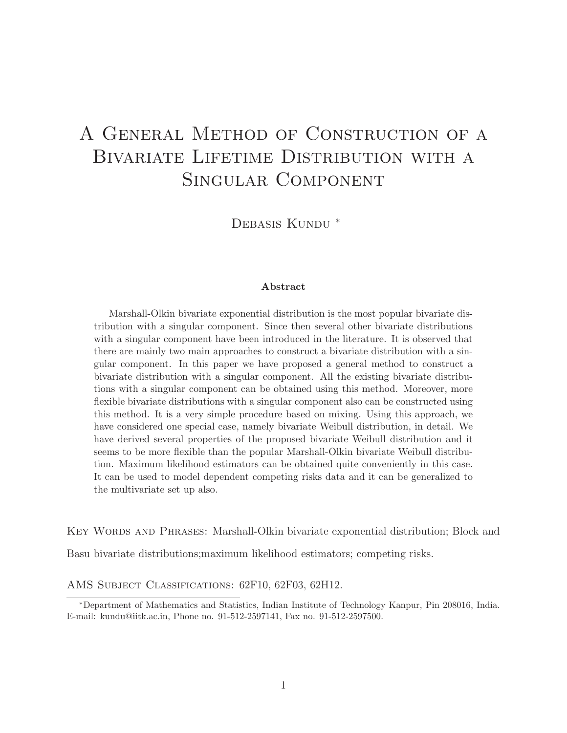# A General Method of Construction of a Bivariate Lifetime Distribution with a Singular Component

Debasis Kundu *

### Abstract

Marshall-Olkin bivariate exponential distribution is the most popular bivariate distribution with a singular component. Since then several other bivariate distributions with a singular component have been introduced in the literature. It is observed that there are mainly two main approaches to construct a bivariate distribution with a singular component. In this paper we have proposed a general method to construct a bivariate distribution with a singular component. All the existing bivariate distributions with a singular component can be obtained using this method. Moreover, more flexible bivariate distributions with a singular component also can be constructed using this method. It is a very simple procedure based on mixing. Using this approach, we have considered one special case, namely bivariate Weibull distribution, in detail. We have derived several properties of the proposed bivariate Weibull distribution and it seems to be more flexible than the popular Marshall-Olkin bivariate Weibull distribution. Maximum likelihood estimators can be obtained quite conveniently in this case. It can be used to model dependent competing risks data and it can be generalized to the multivariate set up also.

Key Words and Phrases: Marshall-Olkin bivariate exponential distribution; Block and Basu bivariate distributions;maximum likelihood estimators; competing risks.

AMS Subject Classifications: 62F10, 62F03, 62H12.

*Department of Mathematics and Statistics, Indian Institute of Technology Kanpur, Pin 208016, India. E-mail: kundu@iitk.ac.in, Phone no. 91-512-2597141, Fax no. 91-512-2597500.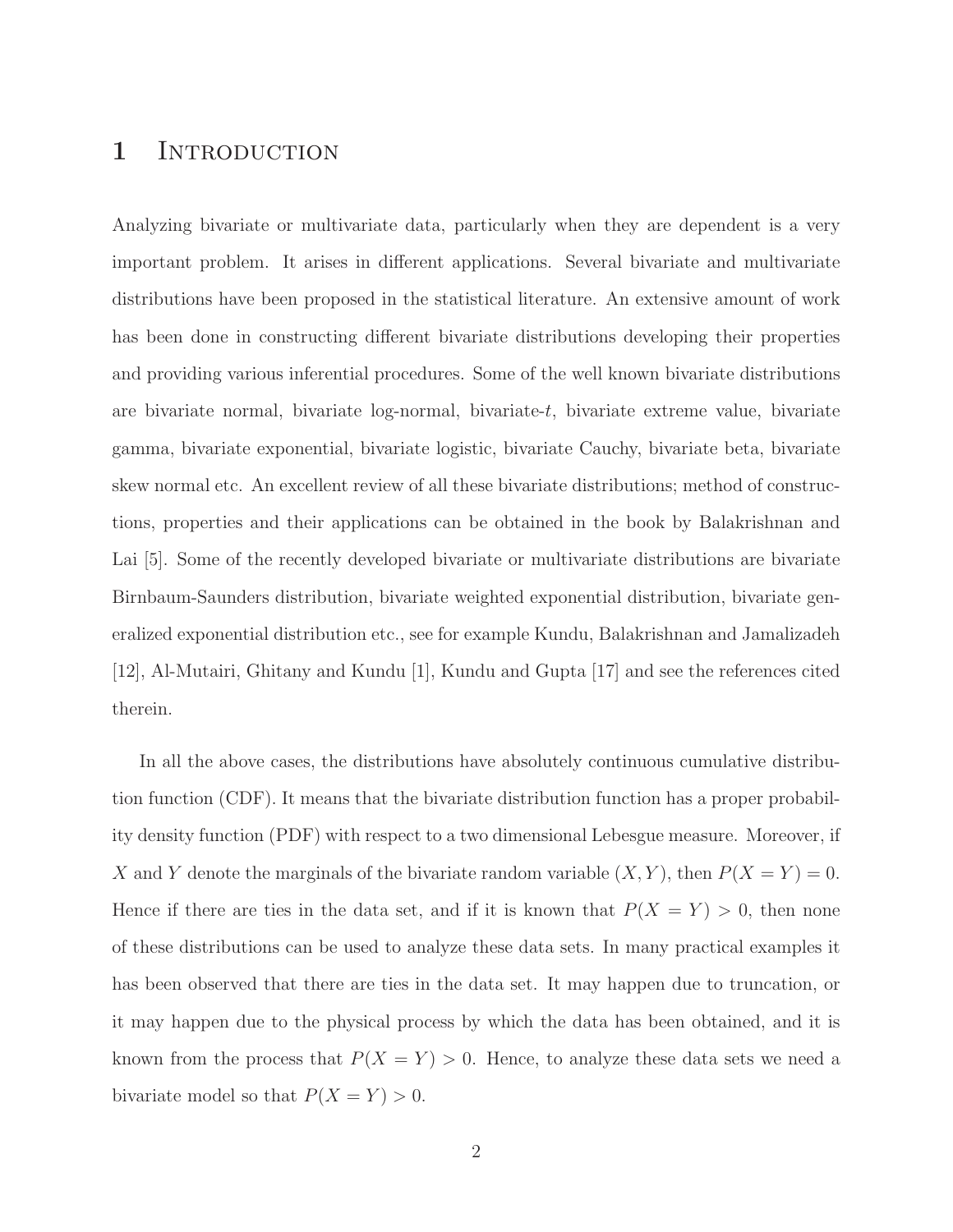# 1 Introduction

Analyzing bivariate or multivariate data, particularly when they are dependent is a very important problem. It arises in different applications. Several bivariate and multivariate distributions have been proposed in the statistical literature. An extensive amount of work has been done in constructing different bivariate distributions developing their properties and providing various inferential procedures. Some of the well known bivariate distributions are bivariate normal, bivariate log-normal, bivariate-$t$, bivariate extreme value, bivariate gamma, bivariate exponential, bivariate logistic, bivariate Cauchy, bivariate beta, bivariate skew normal etc. An excellent review of all these bivariate distributions; method of constructions, properties and their applications can be obtained in the book by Balakrishnan and Lai [5]. Some of the recently developed bivariate or multivariate distributions are bivariate Birnbaum-Saunders distribution, bivariate weighted exponential distribution, bivariate generalized exponential distribution etc., see for example Kundu, Balakrishnan and Jamalizadeh [12], Al-Mutairi, Ghitany and Kundu [1], Kundu and Gupta [17] and see the references cited therein.

In all the above cases, the distributions have absolutely continuous cumulative distribution function (CDF). It means that the bivariate distribution function has a proper probability density function (PDF) with respect to a two dimensional Lebesgue measure. Moreover, if $X$ and $Y$ denote the marginals of the bivariate random variable $(X, Y)$, then $P(X = Y) = 0$. Hence if there are ties in the data set, and if it is known that $P(X = Y) > 0$, then none of these distributions can be used to analyze these data sets. In many practical examples it has been observed that there are ties in the data set. It may happen due to truncation, or it may happen due to the physical process by which the data has been obtained, and it is known from the process that $P(X = Y) > 0$. Hence, to analyze these data sets we need a bivariate model so that $P(X = Y) > 0$.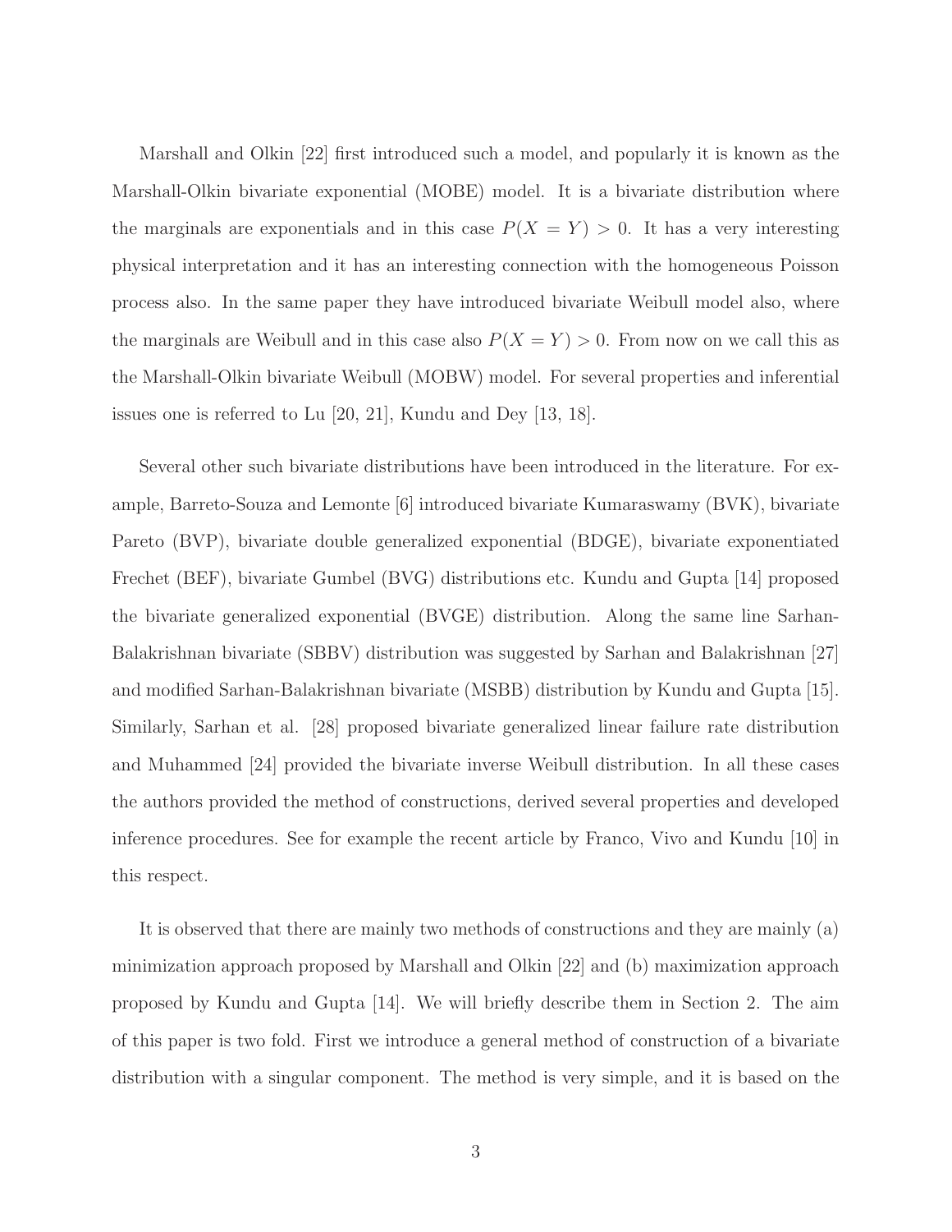Marshall and Olkin [22] first introduced such a model, and popularly it is known as the Marshall-Olkin bivariate exponential (MOBE) model. It is a bivariate distribution where the marginals are exponentials and in this case $P(X = Y) > 0$. It has a very interesting physical interpretation and it has an interesting connection with the homogeneous Poisson process also. In the same paper they have introduced bivariate Weibull model also, where the marginals are Weibull and in this case also $P(X = Y) > 0$. From now on we call this as the Marshall-Olkin bivariate Weibull (MOBW) model. For several properties and inferential issues one is referred to Lu [20, 21], Kundu and Dey [13, 18].

Several other such bivariate distributions have been introduced in the literature. For example, Barreto-Souza and Lemonte [6] introduced bivariate Kumaraswamy (BVK), bivariate Pareto (BVP), bivariate double generalized exponential (BDGE), bivariate exponentiated Frechet (BEF), bivariate Gumbel (BVG) distributions etc. Kundu and Gupta [14] proposed the bivariate generalized exponential (BVGE) distribution. Along the same line Sarhan-Balakrishnan bivariate (SBBV) distribution was suggested by Sarhan and Balakrishnan [27] and modified Sarhan-Balakrishnan bivariate (MSBB) distribution by Kundu and Gupta [15]. Similarly, Sarhan et al. [28] proposed bivariate generalized linear failure rate distribution and Muhammed [24] provided the bivariate inverse Weibull distribution. In all these cases the authors provided the method of constructions, derived several properties and developed inference procedures. See for example the recent article by Franco, Vivo and Kundu [10] in this respect.

It is observed that there are mainly two methods of constructions and they are mainly (a) minimization approach proposed by Marshall and Olkin [22] and (b) maximization approach proposed by Kundu and Gupta [14]. We will briefly describe them in Section 2. The aim of this paper is two fold. First we introduce a general method of construction of a bivariate distribution with a singular component. The method is very simple, and it is based on the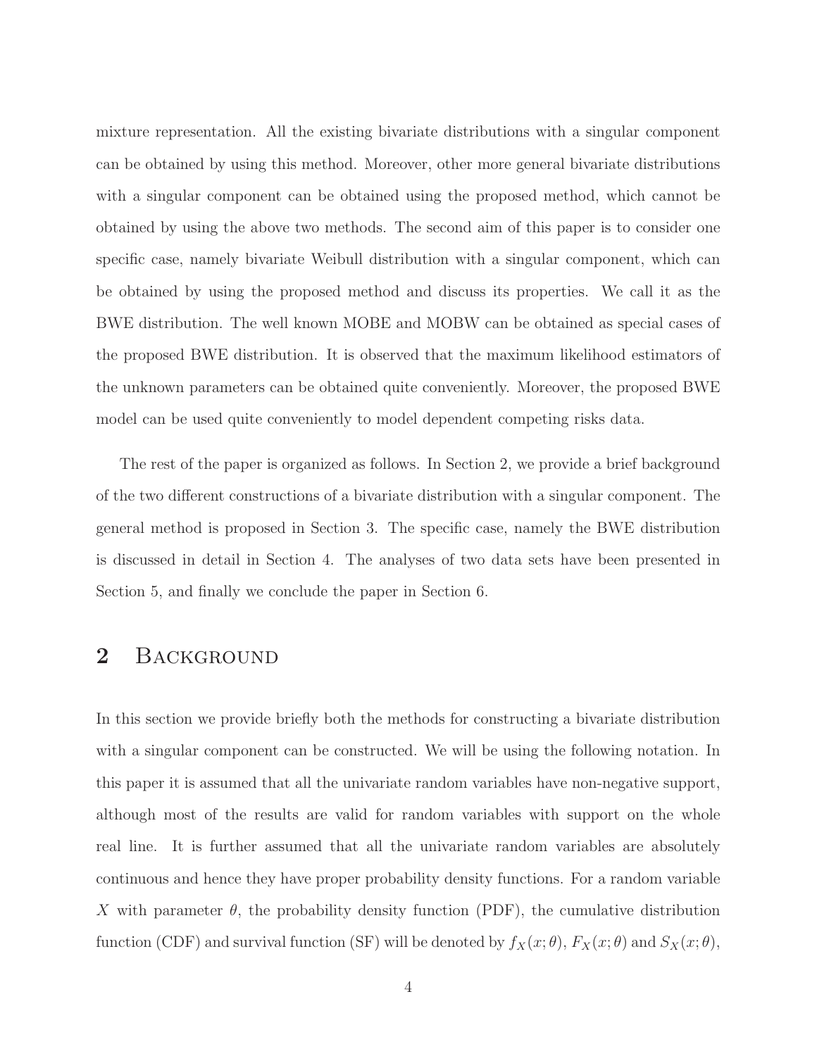mixture representation. All the existing bivariate distributions with a singular component can be obtained by using this method. Moreover, other more general bivariate distributions with a singular component can be obtained using the proposed method, which cannot be obtained by using the above two methods. The second aim of this paper is to consider one specific case, namely bivariate Weibull distribution with a singular component, which can be obtained by using the proposed method and discuss its properties. We call it as the BWE distribution. The well known MOBE and MOBW can be obtained as special cases of the proposed BWE distribution. It is observed that the maximum likelihood estimators of the unknown parameters can be obtained quite conveniently. Moreover, the proposed BWE model can be used quite conveniently to model dependent competing risks data.

The rest of the paper is organized as follows. In Section 2, we provide a brief background of the two different constructions of a bivariate distribution with a singular component. The general method is proposed in Section 3. The specific case, namely the BWE distribution is discussed in detail in Section 4. The analyses of two data sets have been presented in Section 5, and finally we conclude the paper in Section 6.

## 2 Background

In this section we provide briefly both the methods for constructing a bivariate distribution with a singular component can be constructed. We will be using the following notation. In this paper it is assumed that all the univariate random variables have non-negative support, although most of the results are valid for random variables with support on the whole real line. It is further assumed that all the univariate random variables are absolutely continuous and hence they have proper probability density functions. For a random variable $X$ with parameter $\theta$, the probability density function (PDF), the cumulative distribution function (CDF) and survival function (SF) will be denoted by $f_X(x;\theta)$, $F_X(x;\theta)$ and $S_X(x;\theta)$,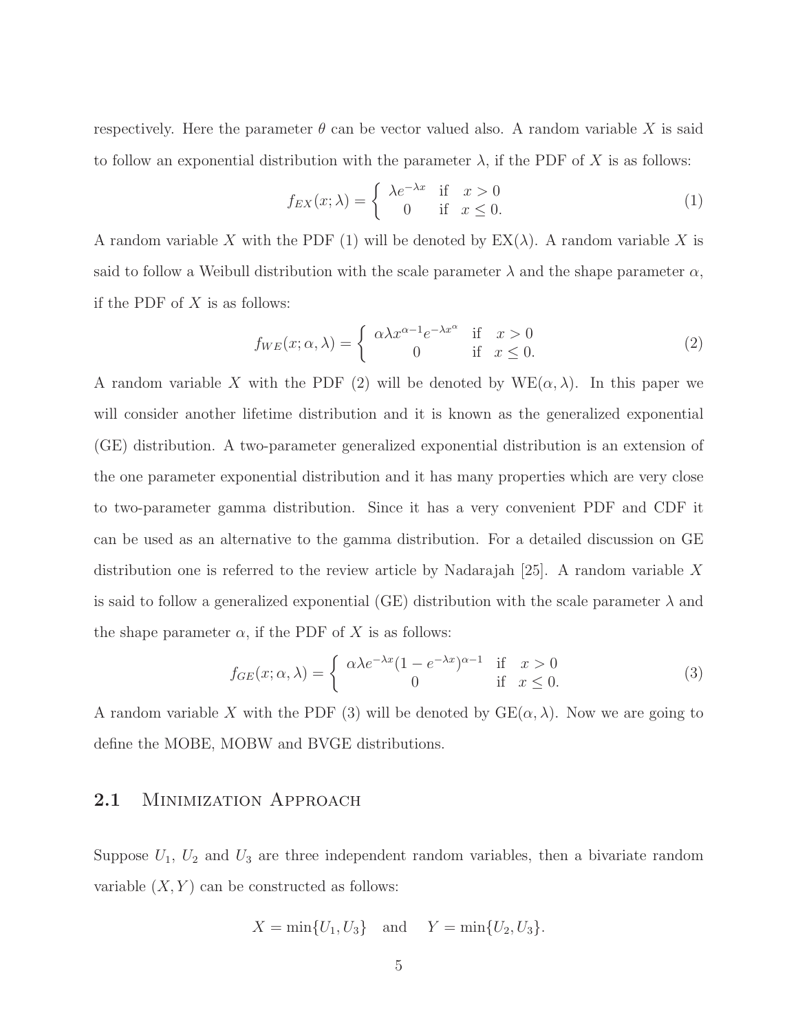respectively. Here the parameter $\theta$ can be vector valued also. A random variable $X$ is said to follow an exponential distribution with the parameter $\lambda$, if the PDF of $X$ is as follows:

$$f_{EX}(x;\lambda) = \begin{cases} \lambda e^{-\lambda x} & \text{if} \quad x > 0 \\ 0 & \text{if} \quad x \leq 0. \end{cases} \tag{1}$$

A random variable $X$ with the PDF (1) will be denoted by $\text{EX}(\lambda)$. A random variable $X$ is said to follow a Weibull distribution with the scale parameter $\lambda$ and the shape parameter $\alpha$, if the PDF of $X$ is as follows:

$$f_{WE}(x;\alpha,\lambda) = \begin{cases} \alpha\lambda x^{\alpha-1} e^{-\lambda x^{\alpha}} & \text{if} \quad x > 0 \\ 0 & \text{if} \quad x \leq 0. \end{cases} \tag{2}$$

A random variable $X$ with the PDF (2) will be denoted by $\text{WE}(\alpha, \lambda)$. In this paper we will consider another lifetime distribution and it is known as the generalized exponential (GE) distribution. A two-parameter generalized exponential distribution is an extension of the one parameter exponential distribution and it has many properties which are very close to two-parameter gamma distribution. Since it has a very convenient PDF and CDF it can be used as an alternative to the gamma distribution. For a detailed discussion on GE distribution one is referred to the review article by Nadarajah [25]. A random variable $X$ is said to follow a generalized exponential (GE) distribution with the scale parameter $\lambda$ and the shape parameter $\alpha$, if the PDF of $X$ is as follows:

$$f_{GE}(x;\alpha,\lambda) = \begin{cases} \alpha\lambda e^{-\lambda x}(1-e^{-\lambda x})^{\alpha-1} & \text{if} \quad x > 0 \\ 0 & \text{if} \quad x \leq 0. \end{cases} \tag{3}$$

A random variable $X$ with the PDF (3) will be denoted by $\text{GE}(\alpha, \lambda)$. Now we are going to define the MOBE, MOBW and BVGE distributions.

## 2.1 Minimization Approach

Suppose $U_1$, $U_2$ and $U_3$ are three independent random variables, then a bivariate random variable $(X, Y)$ can be constructed as follows:

$$X = \min\{U_1, U_3\} \quad \text{and} \quad Y = \min\{U_2, U_3\}.$$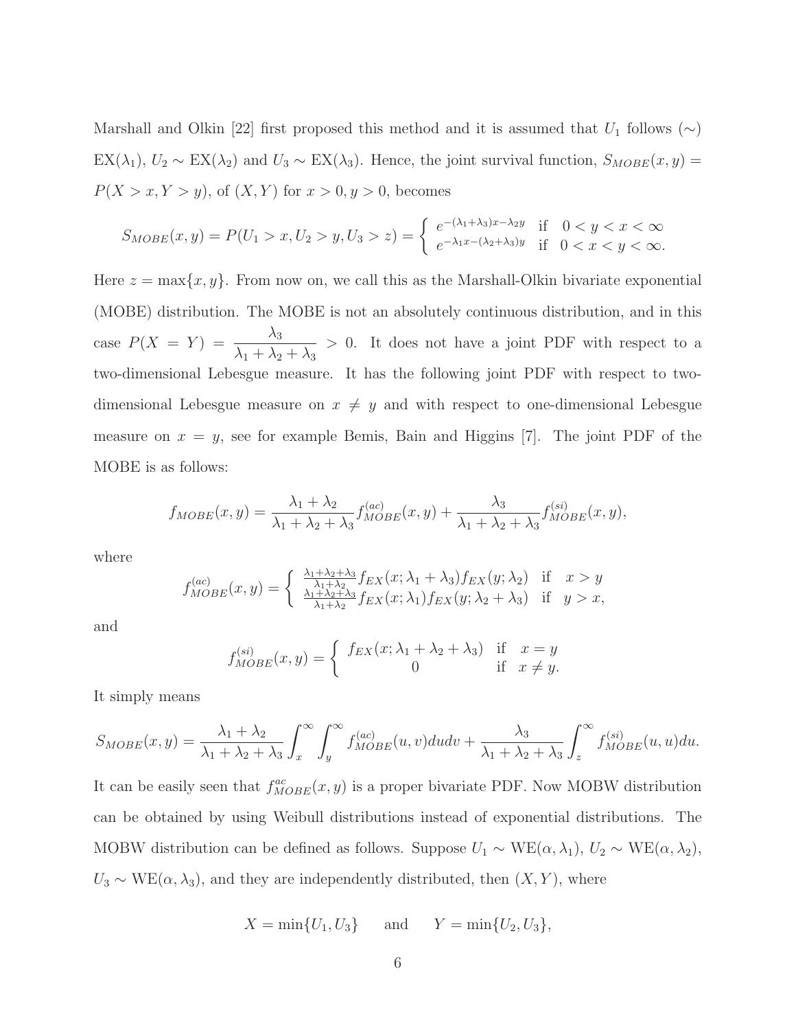Marshall and Olkin [22] first proposed this method and it is assumed that $U_1$ follows ($\sim$) EX($\lambda_1$), $U_2 \sim$ EX($\lambda_2$) and $U_3 \sim$ EX($\lambda_3$). Hence, the joint survival function, $S_{MOBE}(x, y) = P(X > x, Y > y)$, of $(X, Y)$ for $x > 0, y > 0$, becomes

$$S_{MOBE}(x, y) = P(U_1 > x, U_2 > y, U_3 > z) = \begin{cases} e^{-(\lambda_1+\lambda_3)x-\lambda_2 y} & \text{if} \quad 0 < y < x < \infty \\ e^{-\lambda_1 x-(\lambda_2+\lambda_3)y} & \text{if} \quad 0 < x < y < \infty. \end{cases}$$

Here $z = \max\{x, y\}$. From now on, we call this as the Marshall-Olkin bivariate exponential (MOBE) distribution. The MOBE is not an absolutely continuous distribution, and in this case $P(X = Y) = \dfrac{\lambda_3}{\lambda_1 + \lambda_2 + \lambda_3} > 0$. It does not have a joint PDF with respect to a two-dimensional Lebesgue measure. It has the following joint PDF with respect to two-dimensional Lebesgue measure on $x \neq y$ and with respect to one-dimensional Lebesgue measure on $x = y$, see for example Bemis, Bain and Higgins [7]. The joint PDF of the MOBE is as follows:

$$f_{MOBE}(x, y) = \frac{\lambda_1 + \lambda_2}{\lambda_1 + \lambda_2 + \lambda_3} f_{MOBE}^{(ac)}(x, y) + \frac{\lambda_3}{\lambda_1 + \lambda_2 + \lambda_3} f_{MOBE}^{(si)}(x, y),$$

where

$$f_{MOBE}^{(ac)}(x, y) = \begin{cases} \frac{\lambda_1+\lambda_2+\lambda_3}{\lambda_1+\lambda_2} f_{EX}(x; \lambda_1 + \lambda_3) f_{EX}(y; \lambda_2) & \text{if} \quad x > y \\ \frac{\lambda_1+\lambda_2+\lambda_3}{\lambda_1+\lambda_2} f_{EX}(x; \lambda_1) f_{EX}(y; \lambda_2 + \lambda_3) & \text{if} \quad y > x, \end{cases}$$

and

$$f_{MOBE}^{(si)}(x, y) = \begin{cases} f_{EX}(x; \lambda_1 + \lambda_2 + \lambda_3) & \text{if} \quad x = y \\ 0 & \text{if} \quad x \neq y. \end{cases}$$

It simply means

$$S_{MOBE}(x, y) = \frac{\lambda_1 + \lambda_2}{\lambda_1 + \lambda_2 + \lambda_3} \int_x^\infty \int_y^\infty f_{MOBE}^{(ac)}(u, v) du dv + \frac{\lambda_3}{\lambda_1 + \lambda_2 + \lambda_3} \int_z^\infty f_{MOBE}^{(si)}(u, u) du.$$

It can be easily seen that $f_{MOBE}^{ac}(x, y)$ is a proper bivariate PDF. Now MOBW distribution can be obtained by using Weibull distributions instead of exponential distributions. The MOBW distribution can be defined as follows. Suppose $U_1 \sim$ WE($\alpha, \lambda_1$), $U_2 \sim$ WE($\alpha, \lambda_2$), $U_3 \sim$ WE($\alpha, \lambda_3$), and they are independently distributed, then $(X, Y)$, where

$$X = \min\{U_1, U_3\} \qquad \text{and} \qquad Y = \min\{U_2, U_3\},$$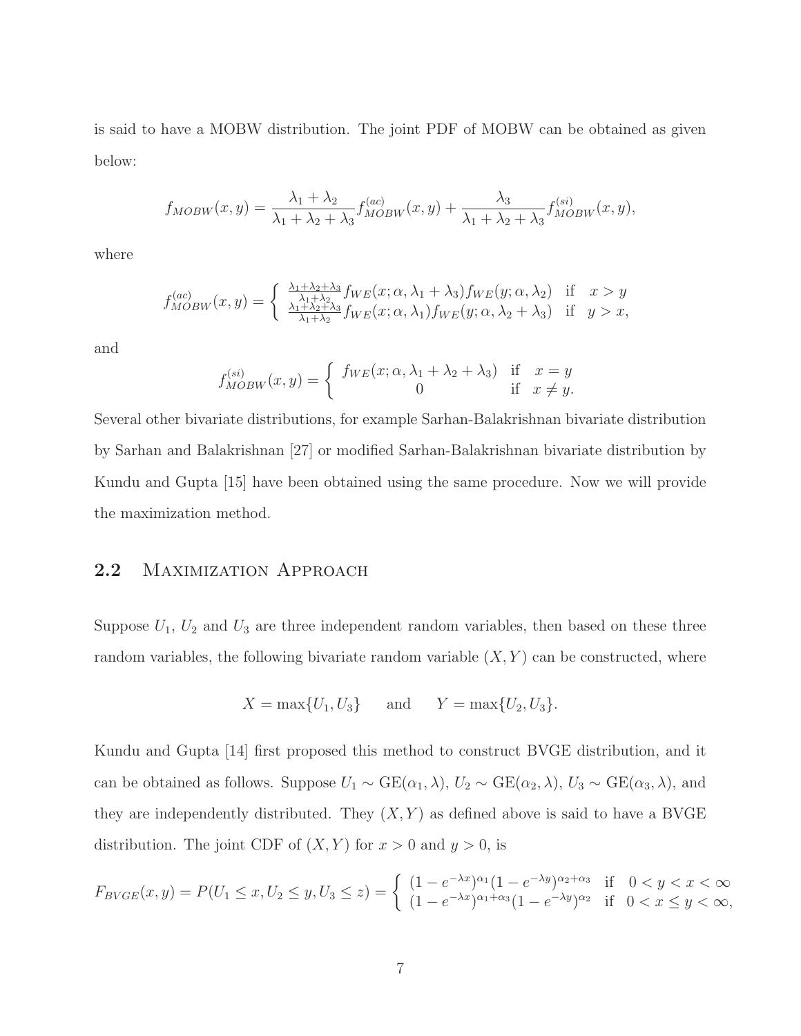is said to have a MOBW distribution. The joint PDF of MOBW can be obtained as given below:

$$f_{MOBW}(x,y) = \frac{\lambda_1 + \lambda_2}{\lambda_1 + \lambda_2 + \lambda_3} f^{(ac)}_{MOBW}(x,y) + \frac{\lambda_3}{\lambda_1 + \lambda_2 + \lambda_3} f^{(si)}_{MOBW}(x,y),$$

where

$$f^{(ac)}_{MOBW}(x,y) = \begin{cases} \frac{\lambda_1+\lambda_2+\lambda_3}{\lambda_1+\lambda_2} f_{WE}(x;\alpha,\lambda_1+\lambda_3) f_{WE}(y;\alpha,\lambda_2) & \text{if} \quad x > y \\ \frac{\lambda_1+\lambda_2+\lambda_3}{\lambda_1+\lambda_2} f_{WE}(x;\alpha,\lambda_1) f_{WE}(y;\alpha,\lambda_2+\lambda_3) & \text{if} \quad y > x, \end{cases}$$

and

$$f^{(si)}_{MOBW}(x,y) = \begin{cases} f_{WE}(x;\alpha,\lambda_1+\lambda_2+\lambda_3) & \text{if} \quad x = y \\ 0 & \text{if} \quad x \neq y. \end{cases}$$

Several other bivariate distributions, for example Sarhan-Balakrishnan bivariate distribution by Sarhan and Balakrishnan [27] or modified Sarhan-Balakrishnan bivariate distribution by Kundu and Gupta [15] have been obtained using the same procedure. Now we will provide the maximization method.

## 2.2 Maximization Approach

Suppose $U_1$, $U_2$ and $U_3$ are three independent random variables, then based on these three random variables, the following bivariate random variable $(X,Y)$ can be constructed, where

$$X = \max\{U_1, U_3\} \qquad \text{and} \qquad Y = \max\{U_2, U_3\}.$$

Kundu and Gupta [14] first proposed this method to construct BVGE distribution, and it can be obtained as follows. Suppose $U_1 \sim \text{GE}(\alpha_1, \lambda)$, $U_2 \sim \text{GE}(\alpha_2, \lambda)$, $U_3 \sim \text{GE}(\alpha_3, \lambda)$, and they are independently distributed. They $(X,Y)$ as defined above is said to have a BVGE distribution. The joint CDF of $(X,Y)$ for $x > 0$ and $y > 0$, is

$$F_{BVGE}(x,y) = P(U_1 \leq x, U_2 \leq y, U_3 \leq z) = \begin{cases} (1-e^{-\lambda x})^{\alpha_1}(1-e^{-\lambda y})^{\alpha_2+\alpha_3} & \text{if} \quad 0 < y < x < \infty \\ (1-e^{-\lambda x})^{\alpha_1+\alpha_3}(1-e^{-\lambda y})^{\alpha_2} & \text{if} \quad 0 < x \leq y < \infty, \end{cases}$$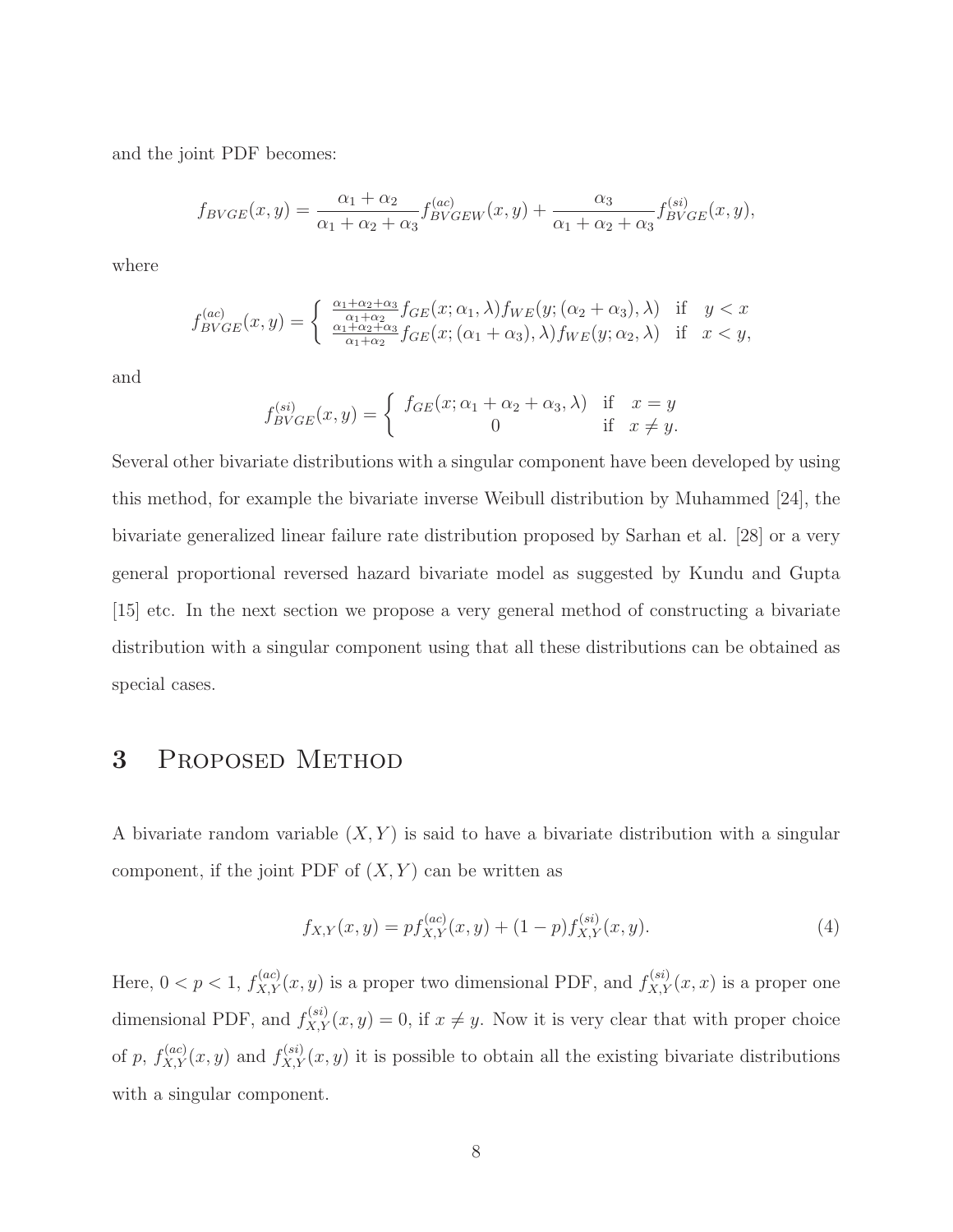and the joint PDF becomes:

$$f_{BVGE}(x,y) = \frac{\alpha_1 + \alpha_2}{\alpha_1 + \alpha_2 + \alpha_3} f^{(ac)}_{BVGEW}(x,y) + \frac{\alpha_3}{\alpha_1 + \alpha_2 + \alpha_3} f^{(si)}_{BVGE}(x,y),$$

where

$$f^{(ac)}_{BVGE}(x,y) = \begin{cases} \frac{\alpha_1+\alpha_2+\alpha_3}{\alpha_1+\alpha_2} f_{GE}(x;\alpha_1,\lambda) f_{WE}(y;(\alpha_2+\alpha_3),\lambda) & \text{if} \quad y < x \\ \frac{\alpha_1+\alpha_2+\alpha_3}{\alpha_1+\alpha_2} f_{GE}(x;(\alpha_1+\alpha_3),\lambda) f_{WE}(y;\alpha_2,\lambda) & \text{if} \quad x < y, \end{cases}$$

and

$$f^{(si)}_{BVGE}(x,y) = \begin{cases} f_{GE}(x;\alpha_1+\alpha_2+\alpha_3,\lambda) & \text{if} \quad x = y \\ 0 & \text{if} \quad x \neq y. \end{cases}$$

Several other bivariate distributions with a singular component have been developed by using this method, for example the bivariate inverse Weibull distribution by Muhammed [24], the bivariate generalized linear failure rate distribution proposed by Sarhan et al. [28] or a very general proportional reversed hazard bivariate model as suggested by Kundu and Gupta [15] etc. In the next section we propose a very general method of constructing a bivariate distribution with a singular component using that all these distributions can be obtained as special cases.

# 3 Proposed Method

A bivariate random variable $(X,Y)$ is said to have a bivariate distribution with a singular component, if the joint PDF of $(X,Y)$ can be written as

$$f_{X,Y}(x,y) = p f^{(ac)}_{X,Y}(x,y) + (1-p) f^{(si)}_{X,Y}(x,y). \tag{4}$$

Here, $0 < p < 1$, $f^{(ac)}_{X,Y}(x,y)$ is a proper two dimensional PDF, and $f^{(si)}_{X,Y}(x,x)$ is a proper one dimensional PDF, and $f^{(si)}_{X,Y}(x,y) = 0$, if $x \neq y$. Now it is very clear that with proper choice of $p$, $f^{(ac)}_{X,Y}(x,y)$ and $f^{(si)}_{X,Y}(x,y)$ it is possible to obtain all the existing bivariate distributions with a singular component.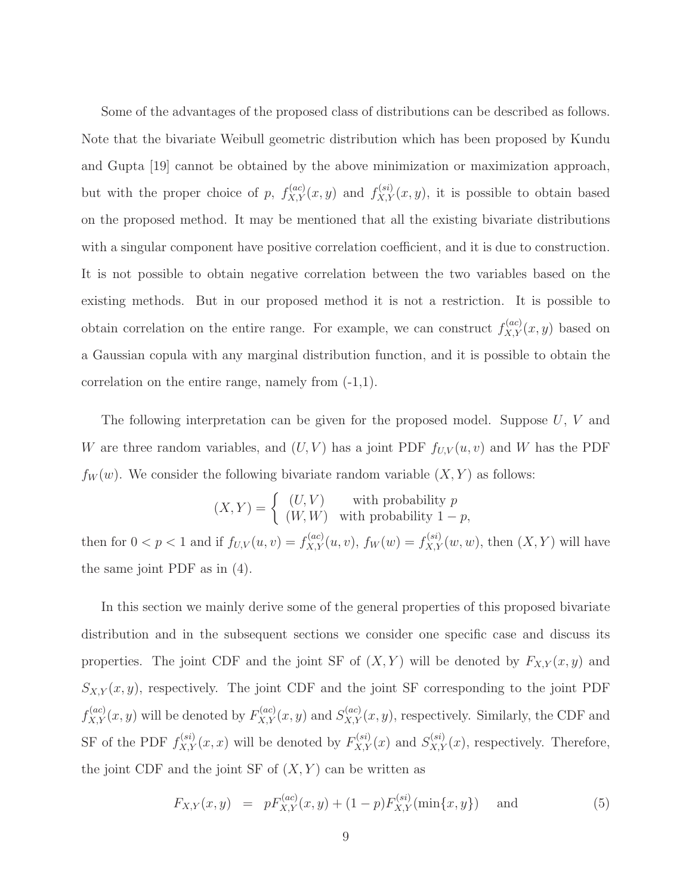Some of the advantages of the proposed class of distributions can be described as follows. Note that the bivariate Weibull geometric distribution which has been proposed by Kundu and Gupta [19] cannot be obtained by the above minimization or maximization approach, but with the proper choice of $p$, $f_{X,Y}^{(ac)}(x,y)$ and $f_{X,Y}^{(si)}(x,y)$, it is possible to obtain based on the proposed method. It may be mentioned that all the existing bivariate distributions with a singular component have positive correlation coefficient, and it is due to construction. It is not possible to obtain negative correlation between the two variables based on the existing methods. But in our proposed method it is not a restriction. It is possible to obtain correlation on the entire range. For example, we can construct $f_{X,Y}^{(ac)}(x,y)$ based on a Gaussian copula with any marginal distribution function, and it is possible to obtain the correlation on the entire range, namely from (-1,1).

The following interpretation can be given for the proposed model. Suppose $U$, $V$ and $W$ are three random variables, and $(U,V)$ has a joint PDF $f_{U,V}(u,v)$ and $W$ has the PDF $f_W(w)$. We consider the following bivariate random variable $(X,Y)$ as follows:

$$(X,Y) = \begin{cases} (U,V) & \text{with probability } p \\ (W,W) & \text{with probability } 1-p, \end{cases}$$

then for $0 < p < 1$ and if $f_{U,V}(u,v) = f_{X,Y}^{(ac)}(u,v)$, $f_W(w) = f_{X,Y}^{(si)}(w,w)$, then $(X,Y)$ will have the same joint PDF as in (4).

In this section we mainly derive some of the general properties of this proposed bivariate distribution and in the subsequent sections we consider one specific case and discuss its properties. The joint CDF and the joint SF of $(X,Y)$ will be denoted by $F_{X,Y}(x,y)$ and $S_{X,Y}(x,y)$, respectively. The joint CDF and the joint SF corresponding to the joint PDF $f_{X,Y}^{(ac)}(x,y)$ will be denoted by $F_{X,Y}^{(ac)}(x,y)$ and $S_{X,Y}^{(ac)}(x,y)$, respectively. Similarly, the CDF and SF of the PDF $f_{X,Y}^{(si)}(x,x)$ will be denoted by $F_{X,Y}^{(si)}(x)$ and $S_{X,Y}^{(si)}(x)$, respectively. Therefore, the joint CDF and the joint SF of $(X,Y)$ can be written as

$$F_{X,Y}(x,y) = pF_{X,Y}^{(ac)}(x,y) + (1-p)F_{X,Y}^{(si)}(\min\{x,y\}) \quad \text{and} \tag{5}$$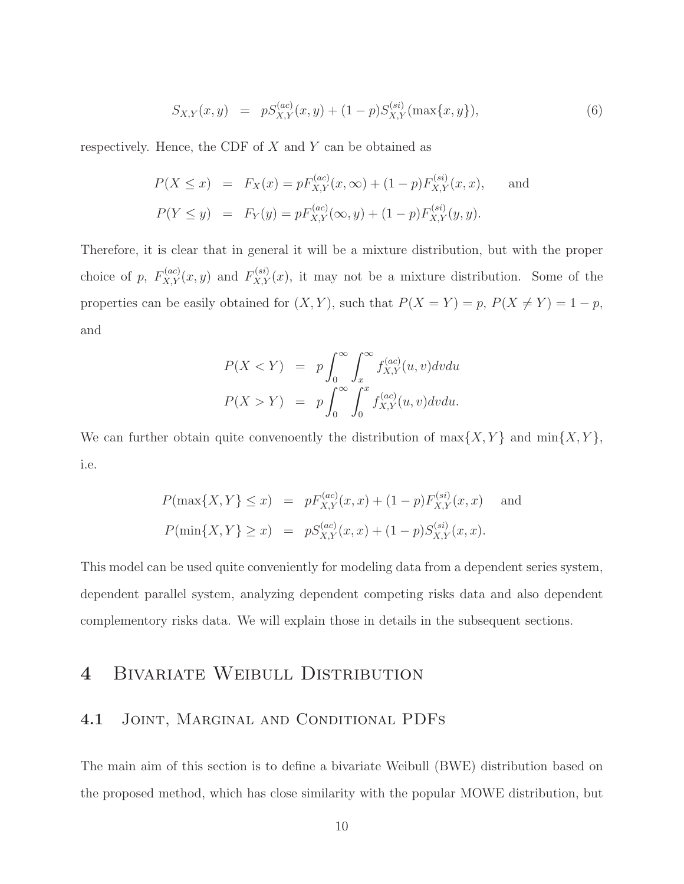$$
S_{X,Y}(x,y) \;=\; pS^{(ac)}_{X,Y}(x,y) + (1-p)S^{(si)}_{X,Y}(\max\{x,y\}), \tag{6}
$$

respectively. Hence, the CDF of $X$ and $Y$ can be obtained as

$$
\begin{aligned}
P(X \leq x) &= F_X(x) = pF^{(ac)}_{X,Y}(x,\infty) + (1-p)F^{(si)}_{X,Y}(x,x), \qquad \text{and} \\
P(Y \leq y) &= F_Y(y) = pF^{(ac)}_{X,Y}(\infty,y) + (1-p)F^{(si)}_{X,Y}(y,y).
\end{aligned}
$$

Therefore, it is clear that in general it will be a mixture distribution, but with the proper choice of $p$, $F^{(ac)}_{X,Y}(x,y)$ and $F^{(si)}_{X,Y}(x)$, it may not be a mixture distribution. Some of the properties can be easily obtained for $(X,Y)$, such that $P(X=Y) = p$, $P(X \neq Y) = 1-p$, and

$$
\begin{aligned}
P(X < Y) &= p\int_0^\infty \int_x^\infty f^{(ac)}_{X,Y}(u,v)dvdu \\
P(X > Y) &= p\int_0^\infty \int_0^x f^{(ac)}_{X,Y}(u,v)dvdu.
\end{aligned}
$$

We can further obtain quite convenoently the distribution of $\max\{X,Y\}$ and $\min\{X,Y\}$, i.e.

$$
\begin{aligned}
P(\max\{X,Y\} \leq x) &= pF^{(ac)}_{X,Y}(x,x) + (1-p)F^{(si)}_{X,Y}(x,x) \quad \text{and} \\
P(\min\{X,Y\} \geq x) &= pS^{(ac)}_{X,Y}(x,x) + (1-p)S^{(si)}_{X,Y}(x,x).
\end{aligned}
$$

This model can be used quite conveniently for modeling data from a dependent series system, dependent parallel system, analyzing dependent competing risks data and also dependent complementory risks data. We will explain those in details in the subsequent sections.

# 4 Bivariate Weibull Distribution

## 4.1 Joint, Marginal and Conditional PDFs

The main aim of this section is to define a bivariate Weibull (BWE) distribution based on the proposed method, which has close similarity with the popular MOWE distribution, but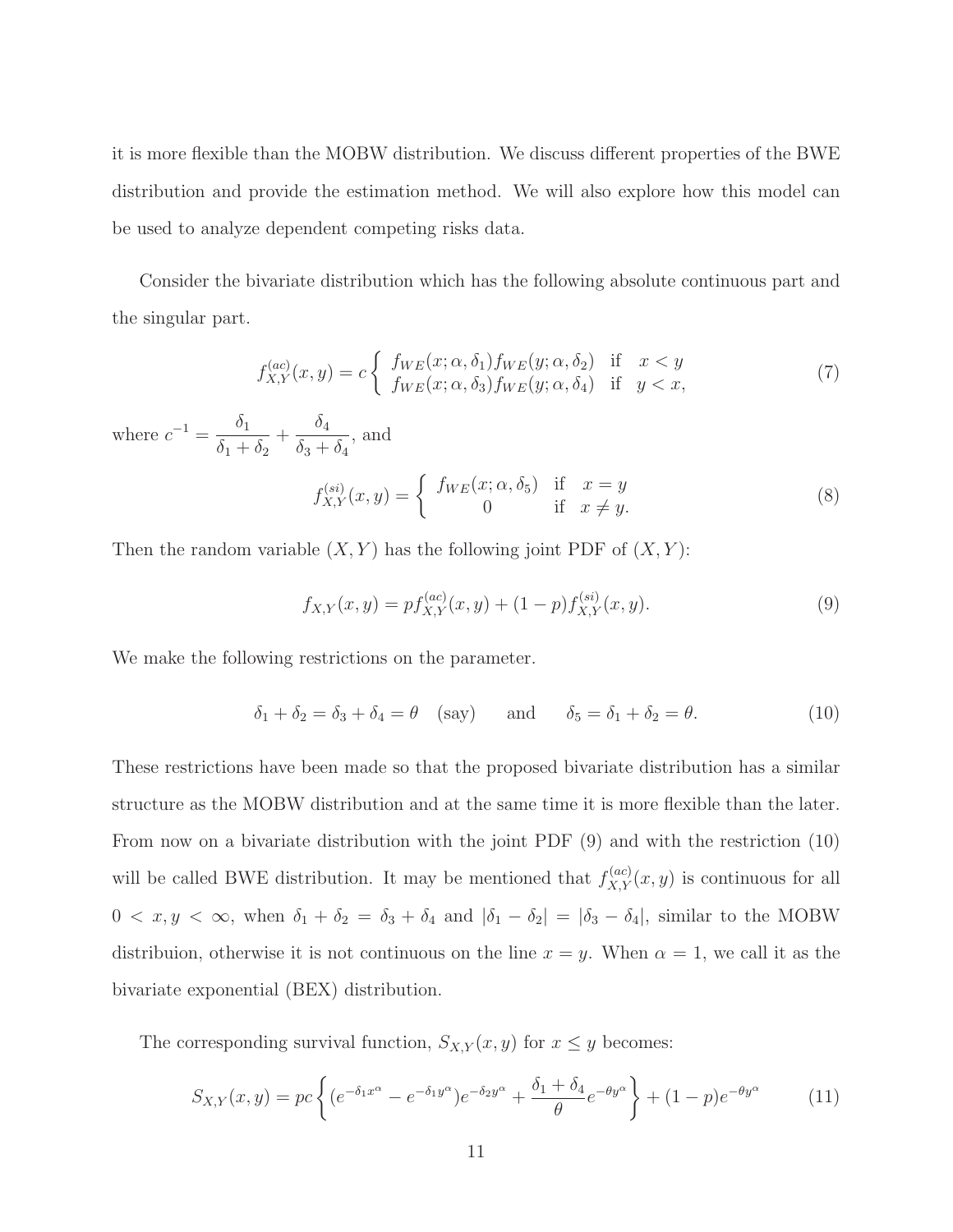it is more flexible than the MOBW distribution. We discuss different properties of the BWE distribution and provide the estimation method. We will also explore how this model can be used to analyze dependent competing risks data.

Consider the bivariate distribution which has the following absolute continuous part and the singular part.

$$f_{X,Y}^{(ac)}(x,y) = c \begin{cases} f_{WE}(x;\alpha,\delta_1) f_{WE}(y;\alpha,\delta_2) & \text{if} \quad x < y \\ f_{WE}(x;\alpha,\delta_3) f_{WE}(y;\alpha,\delta_4) & \text{if} \quad y < x, \end{cases} \tag{7}$$

where $c^{-1} = \dfrac{\delta_1}{\delta_1+\delta_2} + \dfrac{\delta_4}{\delta_3+\delta_4}$, and

$$f_{X,Y}^{(si)}(x,y) = \begin{cases} f_{WE}(x;\alpha,\delta_5) & \text{if} \quad x = y \\ 0 & \text{if} \quad x \neq y. \end{cases} \tag{8}$$

Then the random variable $(X,Y)$ has the following joint PDF of $(X,Y)$:

$$f_{X,Y}(x,y) = p f_{X,Y}^{(ac)}(x,y) + (1-p) f_{X,Y}^{(si)}(x,y). \tag{9}$$

We make the following restrictions on the parameter.

$$\delta_1 + \delta_2 = \delta_3 + \delta_4 = \theta \quad \text{(say)} \qquad \text{and} \qquad \delta_5 = \delta_1 + \delta_2 = \theta. \tag{10}$$

These restrictions have been made so that the proposed bivariate distribution has a similar structure as the MOBW distribution and at the same time it is more flexible than the later. From now on a bivariate distribution with the joint PDF (9) and with the restriction (10) will be called BWE distribution. It may be mentioned that $f_{X,Y}^{(ac)}(x,y)$ is continuous for all $0 < x, y < \infty$, when $\delta_1 + \delta_2 = \delta_3 + \delta_4$ and $|\delta_1 - \delta_2| = |\delta_3 - \delta_4|$, similar to the MOBW distribuion, otherwise it is not continuous on the line $x = y$. When $\alpha = 1$, we call it as the bivariate exponential (BEX) distribution.

The corresponding survival function, $S_{X,Y}(x,y)$ for $x \leq y$ becomes:

$$S_{X,Y}(x,y) = pc\left\{(e^{-\delta_1 x^\alpha} - e^{-\delta_1 y^\alpha})e^{-\delta_2 y^\alpha} + \frac{\delta_1+\delta_4}{\theta}e^{-\theta y^\alpha}\right\} + (1-p)e^{-\theta y^\alpha} \tag{11}$$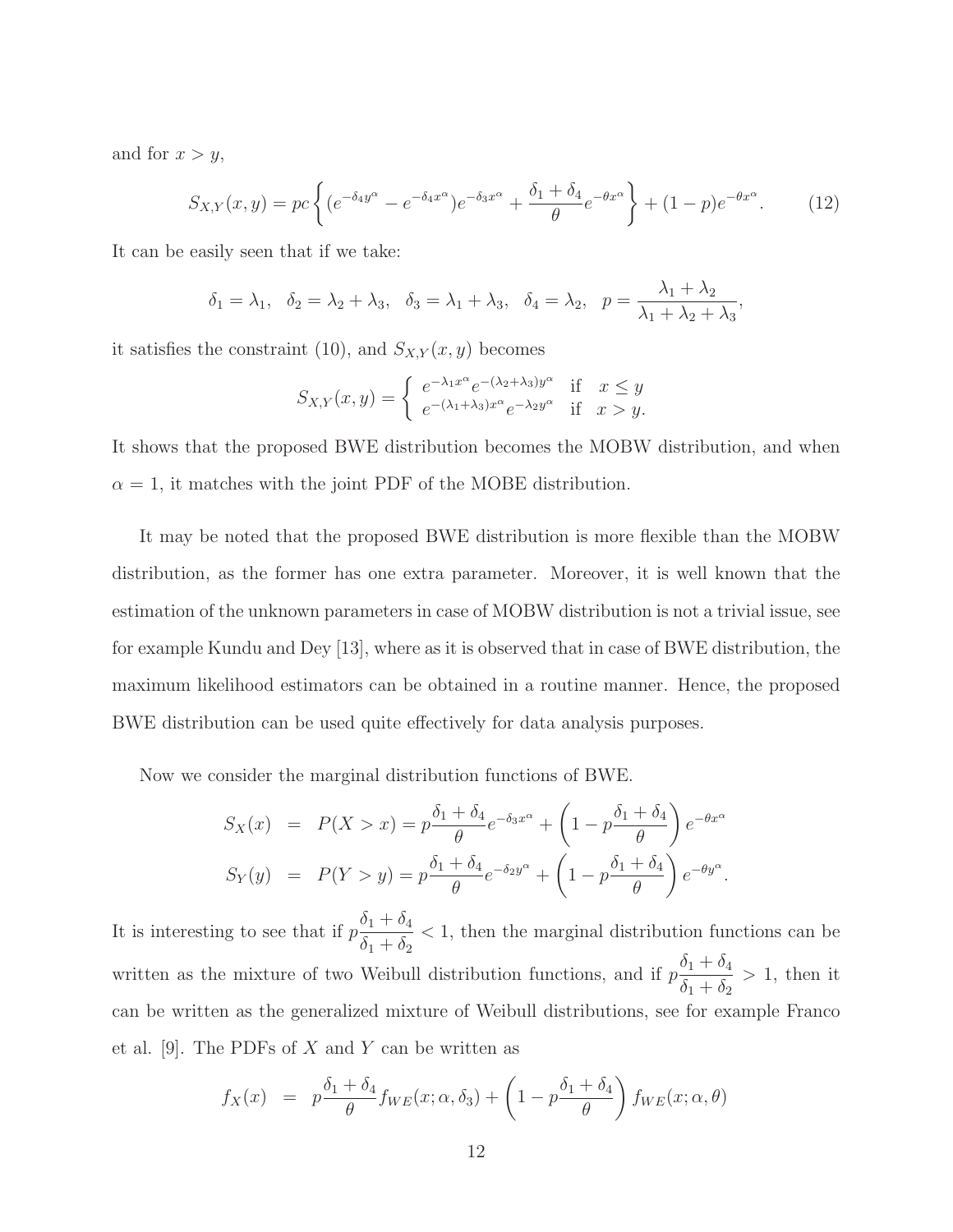and for $x > y$,

$$S_{X,Y}(x,y) = pc\left\{(e^{-\delta_4 y^\alpha} - e^{-\delta_4 x^\alpha})e^{-\delta_3 x^\alpha} + \frac{\delta_1 + \delta_4}{\theta}e^{-\theta x^\alpha}\right\} + (1-p)e^{-\theta x^\alpha}. \tag{12}$$

It can be easily seen that if we take:

$$\delta_1 = \lambda_1, \quad \delta_2 = \lambda_2 + \lambda_3, \quad \delta_3 = \lambda_1 + \lambda_3, \quad \delta_4 = \lambda_2, \quad p = \frac{\lambda_1 + \lambda_2}{\lambda_1 + \lambda_2 + \lambda_3},$$

it satisfies the constraint (10), and $S_{X,Y}(x,y)$ becomes

$$S_{X,Y}(x,y) = \begin{cases} e^{-\lambda_1 x^\alpha} e^{-(\lambda_2+\lambda_3)y^\alpha} & \text{if} \quad x \le y \\ e^{-(\lambda_1+\lambda_3)x^\alpha} e^{-\lambda_2 y^\alpha} & \text{if} \quad x > y. \end{cases}$$

It shows that the proposed BWE distribution becomes the MOBW distribution, and when $\alpha = 1$, it matches with the joint PDF of the MOBE distribution.

It may be noted that the proposed BWE distribution is more flexible than the MOBW distribution, as the former has one extra parameter. Moreover, it is well known that the estimation of the unknown parameters in case of MOBW distribution is not a trivial issue, see for example Kundu and Dey [13], where as it is observed that in case of BWE distribution, the maximum likelihood estimators can be obtained in a routine manner. Hence, the proposed BWE distribution can be used quite effectively for data analysis purposes.

Now we consider the marginal distribution functions of BWE.

$$\begin{aligned} S_X(x) &= P(X > x) = p\frac{\delta_1 + \delta_4}{\theta}e^{-\delta_3 x^\alpha} + \left(1 - p\frac{\delta_1 + \delta_4}{\theta}\right)e^{-\theta x^\alpha} \\ S_Y(y) &= P(Y > y) = p\frac{\delta_1 + \delta_4}{\theta}e^{-\delta_2 y^\alpha} + \left(1 - p\frac{\delta_1 + \delta_4}{\theta}\right)e^{-\theta y^\alpha}. \end{aligned}$$

It is interesting to see that if $p\dfrac{\delta_1 + \delta_4}{\delta_1 + \delta_2} < 1$, then the marginal distribution functions can be written as the mixture of two Weibull distribution functions, and if $p\dfrac{\delta_1 + \delta_4}{\delta_1 + \delta_2} > 1$, then it can be written as the generalized mixture of Weibull distributions, see for example Franco et al. [9]. The PDFs of $X$ and $Y$ can be written as

$$f_X(x) = p\frac{\delta_1 + \delta_4}{\theta}f_{WE}(x;\alpha,\delta_3) + \left(1 - p\frac{\delta_1 + \delta_4}{\theta}\right)f_{WE}(x;\alpha,\theta)$$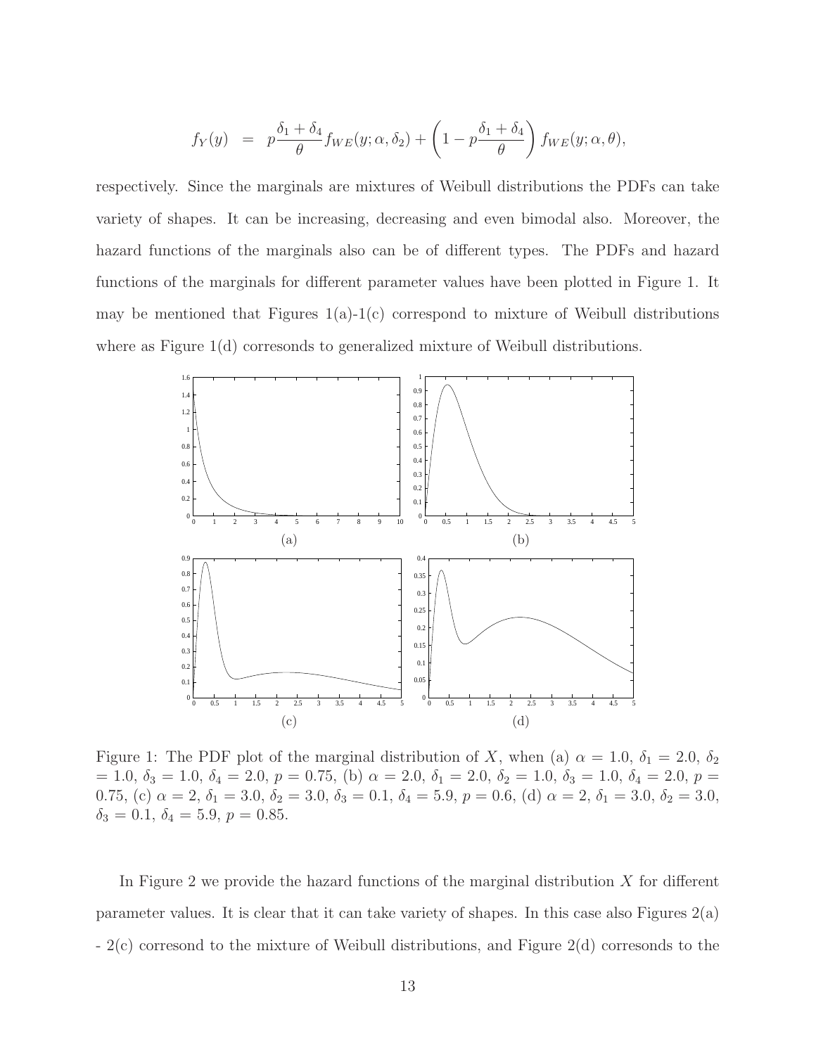$$f_Y(y) = p\frac{\delta_1 + \delta_4}{\theta} f_{WE}(y; \alpha, \delta_2) + \left(1 - p\frac{\delta_1 + \delta_4}{\theta}\right) f_{WE}(y; \alpha, \theta),$$

respectively. Since the marginals are mixtures of Weibull distributions the PDFs can take variety of shapes. It can be increasing, decreasing and even bimodal also. Moreover, the hazard functions of the marginals also can be of different types. The PDFs and hazard functions of the marginals for different parameter values have been plotted in Figure 1. It may be mentioned that Figures 1(a)-1(c) correspond to mixture of Weibull distributions where as Figure 1(d) corresonds to generalized mixture of Weibull distributions.

Figure 1: The PDF plot of the marginal distribution of $X$, when (a) $\alpha = 1.0$, $\delta_1 = 2.0$, $\delta_2 = 1.0$, $\delta_3 = 1.0$, $\delta_4 = 2.0$, $p = 0.75$, (b) $\alpha = 2.0$, $\delta_1 = 2.0$, $\delta_2 = 1.0$, $\delta_3 = 1.0$, $\delta_4 = 2.0$, $p = 0.75$, (c) $\alpha = 2$, $\delta_1 = 3.0$, $\delta_2 = 3.0$, $\delta_3 = 0.1$, $\delta_4 = 5.9$, $p = 0.6$, (d) $\alpha = 2$, $\delta_1 = 3.0$, $\delta_2 = 3.0$, $\delta_3 = 0.1$, $\delta_4 = 5.9$, $p = 0.85$.

In Figure 2 we provide the hazard functions of the marginal distribution $X$ for different parameter values. It is clear that it can take variety of shapes. In this case also Figures 2(a) - 2(c) corresond to the mixture of Weibull distributions, and Figure 2(d) corresonds to the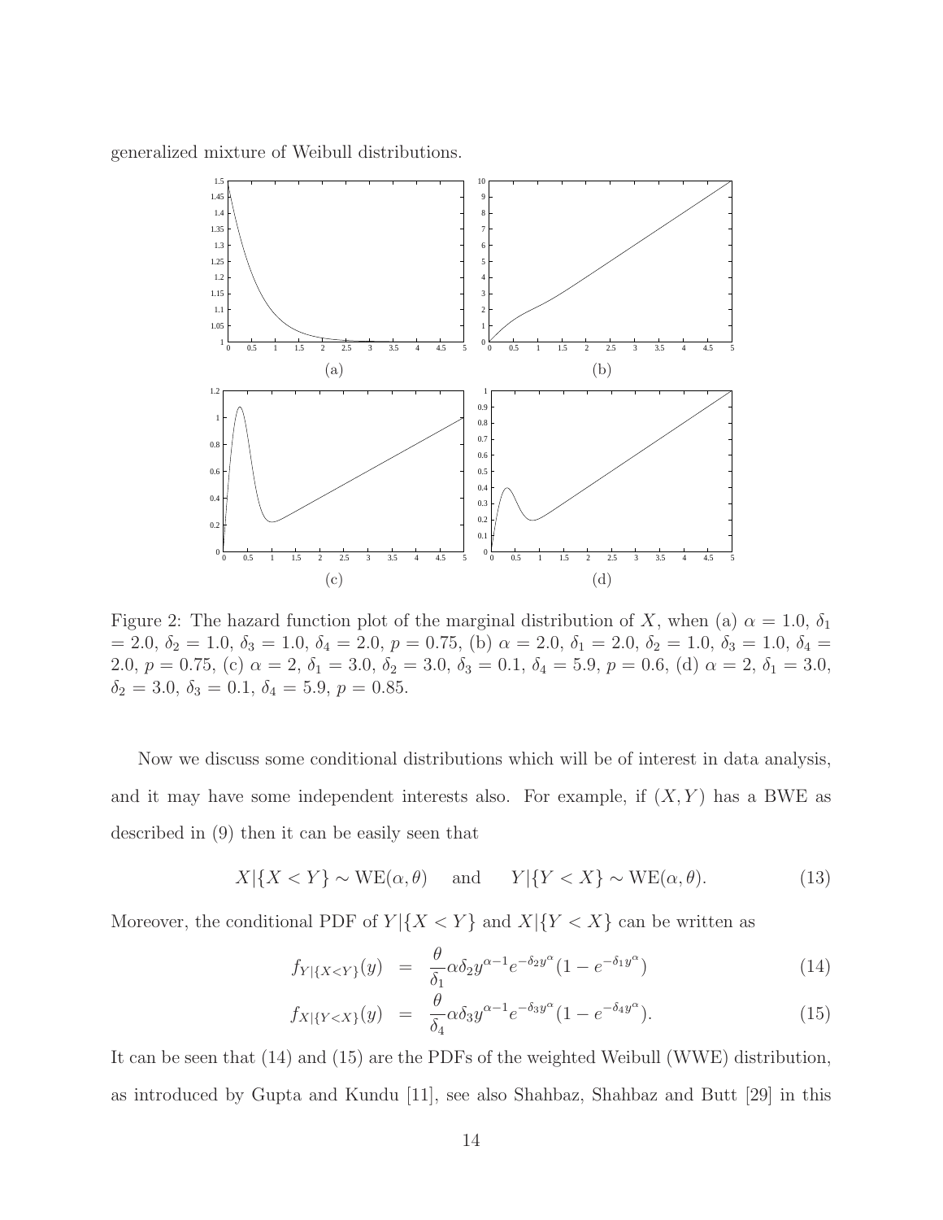generalized mixture of Weibull distributions.

Figure 2: The hazard function plot of the marginal distribution of $X$, when (a) $\alpha = 1.0$, $\delta_1 = 2.0$, $\delta_2 = 1.0$, $\delta_3 = 1.0$, $\delta_4 = 2.0$, $p = 0.75$, (b) $\alpha = 2.0$, $\delta_1 = 2.0$, $\delta_2 = 1.0$, $\delta_3 = 1.0$, $\delta_4 = 2.0$, $p = 0.75$, (c) $\alpha = 2$, $\delta_1 = 3.0$, $\delta_2 = 3.0$, $\delta_3 = 0.1$, $\delta_4 = 5.9$, $p = 0.6$, (d) $\alpha = 2$, $\delta_1 = 3.0$, $\delta_2 = 3.0$, $\delta_3 = 0.1$, $\delta_4 = 5.9$, $p = 0.85$.

Now we discuss some conditional distributions which will be of interest in data analysis, and it may have some independent interests also. For example, if $(X, Y)$ has a BWE as described in (9) then it can be easily seen that

$$X|\{X < Y\} \sim \text{WE}(\alpha, \theta) \quad \text{and} \quad Y|\{Y < X\} \sim \text{WE}(\alpha, \theta). \tag{13}$$

Moreover, the conditional PDF of $Y|\{X < Y\}$ and $X|\{Y < X\}$ can be written as

$$f_{Y|\{X<Y\}}(y) = \frac{\theta}{\delta_1}\alpha\delta_2 y^{\alpha-1}e^{-\delta_2 y^\alpha}(1 - e^{-\delta_1 y^\alpha}) \tag{14}$$

$$f_{X|\{Y<X\}}(y) = \frac{\theta}{\delta_4}\alpha\delta_3 y^{\alpha-1}e^{-\delta_3 y^\alpha}(1 - e^{-\delta_4 y^\alpha}). \tag{15}$$

It can be seen that (14) and (15) are the PDFs of the weighted Weibull (WWE) distribution, as introduced by Gupta and Kundu [11], see also Shahbaz, Shahbaz and Butt [29] in this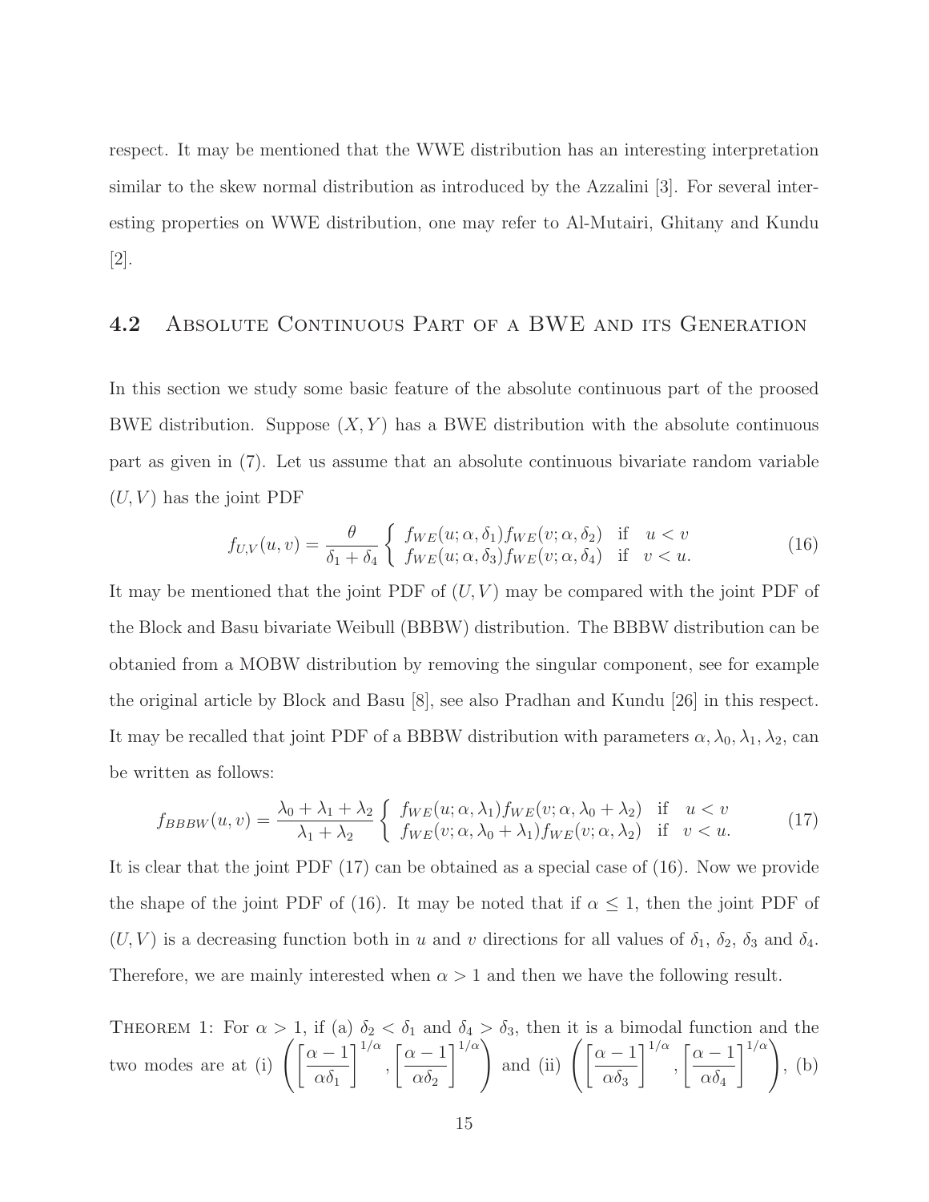respect. It may be mentioned that the WWE distribution has an interesting interpretation similar to the skew normal distribution as introduced by the Azzalini [3]. For several interesting properties on WWE distribution, one may refer to Al-Mutairi, Ghitany and Kundu [2].

### 4.2 Absolute Continuous Part of a BWE and its Generation

In this section we study some basic feature of the absolute continuous part of the proosed BWE distribution. Suppose $(X, Y)$ has a BWE distribution with the absolute continuous part as given in (7). Let us assume that an absolute continuous bivariate random variable $(U, V)$ has the joint PDF

$$f_{U,V}(u, v) = \frac{\theta}{\delta_1 + \delta_4} \begin{cases} f_{WE}(u; \alpha, \delta_1) f_{WE}(v; \alpha, \delta_2) & \text{if} \quad u < v \\ f_{WE}(u; \alpha, \delta_3) f_{WE}(v; \alpha, \delta_4) & \text{if} \quad v < u. \end{cases} \tag{16}$$

It may be mentioned that the joint PDF of $(U, V)$ may be compared with the joint PDF of the Block and Basu bivariate Weibull (BBBW) distribution. The BBBW distribution can be obtanied from a MOBW distribution by removing the singular component, see for example the original article by Block and Basu [8], see also Pradhan and Kundu [26] in this respect. It may be recalled that joint PDF of a BBBW distribution with parameters $\alpha, \lambda_0, \lambda_1, \lambda_2$, can be written as follows:

$$f_{BBBW}(u, v) = \frac{\lambda_0 + \lambda_1 + \lambda_2}{\lambda_1 + \lambda_2} \begin{cases} f_{WE}(u; \alpha, \lambda_1) f_{WE}(v; \alpha, \lambda_0 + \lambda_2) & \text{if} \quad u < v \\ f_{WE}(v; \alpha, \lambda_0 + \lambda_1) f_{WE}(v; \alpha, \lambda_2) & \text{if} \quad v < u. \end{cases} \tag{17}$$

It is clear that the joint PDF (17) can be obtained as a special case of (16). Now we provide the shape of the joint PDF of (16). It may be noted that if $\alpha \leq 1$, then the joint PDF of $(U, V)$ is a decreasing function both in $u$ and $v$ directions for all values of $\delta_1$, $\delta_2$, $\delta_3$ and $\delta_4$. Therefore, we are mainly interested when $\alpha > 1$ and then we have the following result.

Theorem 1: For $\alpha > 1$, if (a) $\delta_2 < \delta_1$ and $\delta_4 > \delta_3$, then it is a bimodal function and the two modes are at (i) $\left( \left[ \frac{\alpha - 1}{\alpha \delta_1} \right]^{1/\alpha}, \left[ \frac{\alpha - 1}{\alpha \delta_2} \right]^{1/\alpha} \right)$ and (ii) $\left( \left[ \frac{\alpha - 1}{\alpha \delta_3} \right]^{1/\alpha}, \left[ \frac{\alpha - 1}{\alpha \delta_4} \right]^{1/\alpha} \right)$, (b)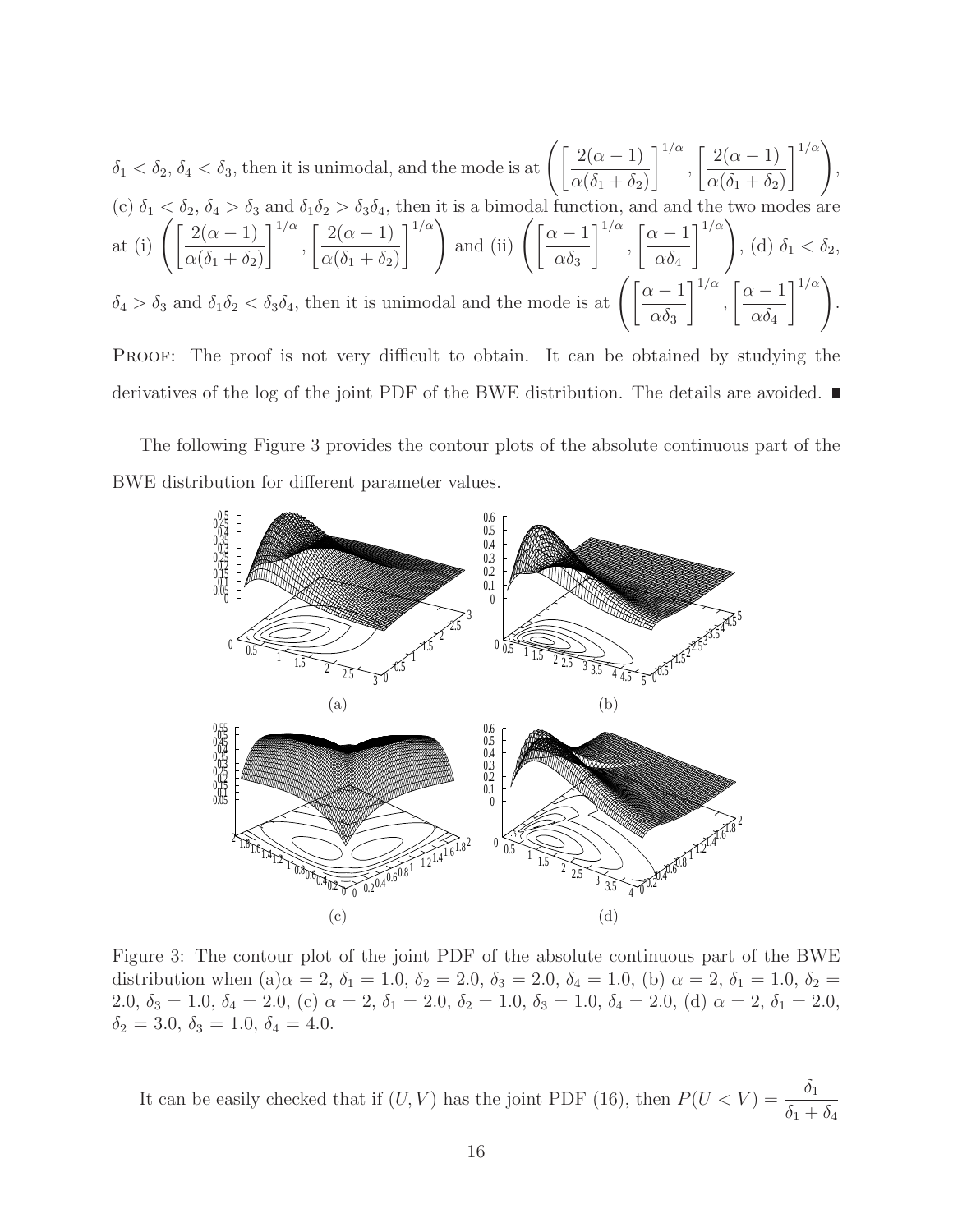$\delta_1 < \delta_2$, $\delta_4 < \delta_3$, then it is unimodal, and the mode is at $\left( \left[ \frac{2(\alpha-1)}{\alpha(\delta_1+\delta_2)} \right]^{1/\alpha}, \left[ \frac{2(\alpha-1)}{\alpha(\delta_1+\delta_2)} \right]^{1/\alpha} \right)$, (c) $\delta_1 < \delta_2$, $\delta_4 > \delta_3$ and $\delta_1\delta_2 > \delta_3\delta_4$, then it is a bimodal function, and and the two modes are at (i) $\left( \left[ \frac{2(\alpha-1)}{\alpha(\delta_1+\delta_2)} \right]^{1/\alpha}, \left[ \frac{2(\alpha-1)}{\alpha(\delta_1+\delta_2)} \right]^{1/\alpha} \right)$ and (ii) $\left( \left[ \frac{\alpha-1}{\alpha\delta_3} \right]^{1/\alpha}, \left[ \frac{\alpha-1}{\alpha\delta_4} \right]^{1/\alpha} \right)$, (d) $\delta_1 < \delta_2$, $\delta_4 > \delta_3$ and $\delta_1\delta_2 < \delta_3\delta_4$, then it is unimodal and the mode is at $\left( \left[ \frac{\alpha-1}{\alpha\delta_3} \right]^{1/\alpha}, \left[ \frac{\alpha-1}{\alpha\delta_4} \right]^{1/\alpha} \right)$.

Proof: The proof is not very difficult to obtain. It can be obtained by studying the derivatives of the log of the joint PDF of the BWE distribution. The details are avoided. ■

The following Figure 3 provides the contour plots of the absolute continuous part of the BWE distribution for different parameter values.

(a)

(b)

(c)

(d)

Figure 3: The contour plot of the joint PDF of the absolute continuous part of the BWE distribution when (a)$\alpha = 2$, $\delta_1 = 1.0$, $\delta_2 = 2.0$, $\delta_3 = 2.0$, $\delta_4 = 1.0$, (b) $\alpha = 2$, $\delta_1 = 1.0$, $\delta_2 = 2.0$, $\delta_3 = 1.0$, $\delta_4 = 2.0$, (c) $\alpha = 2$, $\delta_1 = 2.0$, $\delta_2 = 1.0$, $\delta_3 = 1.0$, $\delta_4 = 2.0$, (d) $\alpha = 2$, $\delta_1 = 2.0$, $\delta_2 = 3.0$, $\delta_3 = 1.0$, $\delta_4 = 4.0$.

It can be easily checked that if $(U, V)$ has the joint PDF (16), then $P(U < V) = \frac{\delta_1}{\delta_1 + \delta_4}$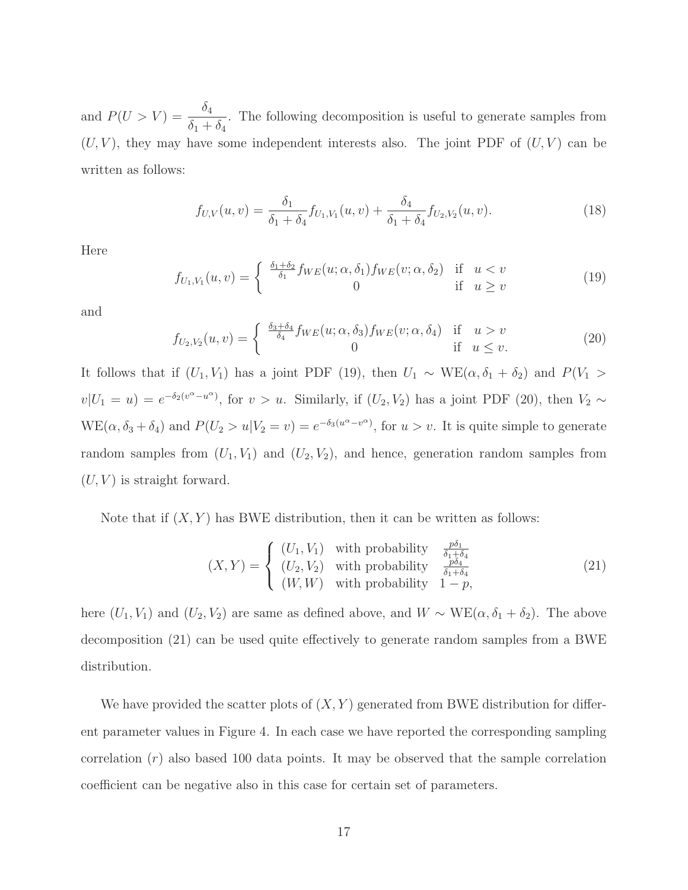and $P(U > V) = \dfrac{\delta_4}{\delta_1 + \delta_4}$. The following decomposition is useful to generate samples from $(U, V)$, they may have some independent interests also. The joint PDF of $(U, V)$ can be written as follows:

$$f_{U,V}(u, v) = \frac{\delta_1}{\delta_1 + \delta_4} f_{U_1,V_1}(u, v) + \frac{\delta_4}{\delta_1 + \delta_4} f_{U_2,V_2}(u, v). \tag{18}$$

Here

$$f_{U_1,V_1}(u, v) = \begin{cases} \frac{\delta_1+\delta_2}{\delta_1} f_{WE}(u; \alpha, \delta_1) f_{WE}(v; \alpha, \delta_2) & \text{if} \quad u < v \\ 0 & \text{if} \quad u \geq v \end{cases} \tag{19}$$

and

$$f_{U_2,V_2}(u, v) = \begin{cases} \frac{\delta_3+\delta_4}{\delta_4} f_{WE}(u; \alpha, \delta_3) f_{WE}(v; \alpha, \delta_4) & \text{if} \quad u > v \\ 0 & \text{if} \quad u \leq v. \end{cases} \tag{20}$$

It follows that if $(U_1, V_1)$ has a joint PDF (19), then $U_1 \sim \text{WE}(\alpha, \delta_1 + \delta_2)$ and $P(V_1 > v | U_1 = u) = e^{-\delta_2(v^\alpha - u^\alpha)}$, for $v > u$. Similarly, if $(U_2, V_2)$ has a joint PDF (20), then $V_2 \sim \text{WE}(\alpha, \delta_3 + \delta_4)$ and $P(U_2 > u | V_2 = v) = e^{-\delta_3(u^\alpha - v^\alpha)}$, for $u > v$. It is quite simple to generate random samples from $(U_1, V_1)$ and $(U_2, V_2)$, and hence, generation random samples from $(U, V)$ is straight forward.

Note that if $(X, Y)$ has BWE distribution, then it can be written as follows:

$$(X, Y) = \begin{cases} (U_1, V_1) & \text{with probability} \quad \frac{p\delta_1}{\delta_1+\delta_4} \\ (U_2, V_2) & \text{with probability} \quad \frac{p\delta_4}{\delta_1+\delta_4} \\ (W, W) & \text{with probability} \quad 1 - p, \end{cases} \tag{21}$$

here $(U_1, V_1)$ and $(U_2, V_2)$ are same as defined above, and $W \sim \text{WE}(\alpha, \delta_1 + \delta_2)$. The above decomposition (21) can be used quite effectively to generate random samples from a BWE distribution.

We have provided the scatter plots of $(X, Y)$ generated from BWE distribution for different parameter values in Figure 4. In each case we have reported the corresponding sampling correlation $(r)$ also based 100 data points. It may be observed that the sample correlation coefficient can be negative also in this case for certain set of parameters.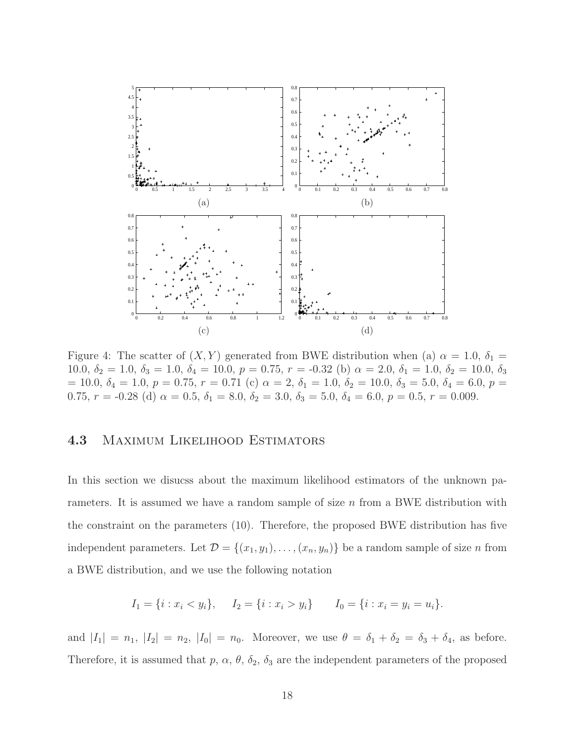Figure 4: The scatter of $(X, Y)$ generated from BWE distribution when (a) $\alpha$ = 1.0, $\delta_1$ = 10.0, $\delta_2$ = 1.0, $\delta_3$ = 1.0, $\delta_4$ = 10.0, $p$ = 0.75, $r$ = -0.32 (b) $\alpha$ = 2.0, $\delta_1$ = 1.0, $\delta_2$ = 10.0, $\delta_3$ = 10.0, $\delta_4$ = 1.0, $p$ = 0.75, $r$ = 0.71 (c) $\alpha$ = 2, $\delta_1$ = 1.0, $\delta_2$ = 10.0, $\delta_3$ = 5.0, $\delta_4$ = 6.0, $p$ = 0.75, $r$ = -0.28 (d) $\alpha$ = 0.5, $\delta_1$ = 8.0, $\delta_2$ = 3.0, $\delta_3$ = 5.0, $\delta_4$ = 6.0, $p$ = 0.5, $r$ = 0.009.

## 4.3 Maximum Likelihood Estimators

In this section we disucss about the maximum likelihood estimators of the unknown parameters. It is assumed we have a random sample of size $n$ from a BWE distribution with the constraint on the parameters (10). Therefore, the proposed BWE distribution has five independent parameters. Let $\mathcal{D} = \{(x_1, y_1), \ldots, (x_n, y_n)\}$ be a random sample of size $n$ from a BWE distribution, and we use the following notation

$$I_1 = \{i : x_i < y_i\}, \quad I_2 = \{i : x_i > y_i\} \qquad I_0 = \{i : x_i = y_i = u_i\}.$$

and $|I_1| = n_1$, $|I_2| = n_2$, $|I_0| = n_0$. Moreover, we use $\theta = \delta_1 + \delta_2 = \delta_3 + \delta_4$, as before. Therefore, it is assumed that $p$, $\alpha$, $\theta$, $\delta_2$, $\delta_3$ are the independent parameters of the proposed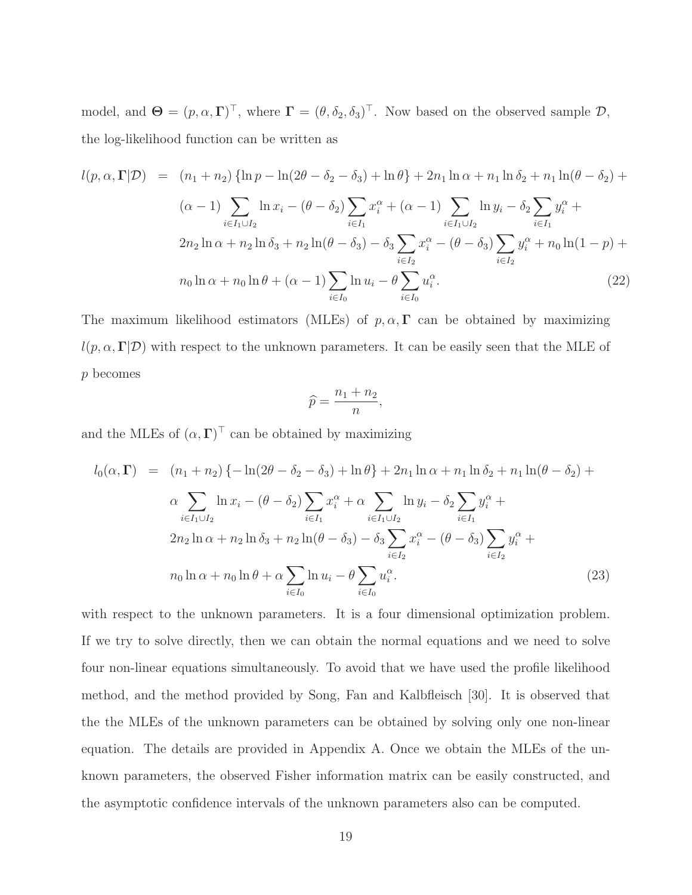model, and $\mathbf{\Theta} = (p, \alpha, \mathbf{\Gamma})^\top$, where $\mathbf{\Gamma} = (\theta, \delta_2, \delta_3)^\top$. Now based on the observed sample $\mathcal{D}$, the log-likelihood function can be written as

$$
\begin{aligned}
l(p, \alpha, \mathbf{\Gamma}|\mathcal{D}) \;=\;& (n_1 + n_2)\left\{\ln p - \ln(2\theta - \delta_2 - \delta_3) + \ln \theta\right\} + 2n_1 \ln \alpha + n_1 \ln \delta_2 + n_1 \ln(\theta - \delta_2) + \\
& (\alpha - 1)\sum_{i \in I_1 \cup I_2} \ln x_i - (\theta - \delta_2)\sum_{i \in I_1} x_i^{\alpha} + (\alpha - 1)\sum_{i \in I_1 \cup I_2} \ln y_i - \delta_2 \sum_{i \in I_1} y_i^{\alpha} + \\
& 2n_2 \ln \alpha + n_2 \ln \delta_3 + n_2 \ln(\theta - \delta_3) - \delta_3 \sum_{i \in I_2} x_i^{\alpha} - (\theta - \delta_3)\sum_{i \in I_2} y_i^{\alpha} + n_0 \ln(1 - p) + \\
& n_0 \ln \alpha + n_0 \ln \theta + (\alpha - 1)\sum_{i \in I_0} \ln u_i - \theta \sum_{i \in I_0} u_i^{\alpha}. \qquad (22)
\end{aligned}
$$

The maximum likelihood estimators (MLEs) of $p, \alpha, \mathbf{\Gamma}$ can be obtained by maximizing $l(p, \alpha, \mathbf{\Gamma}|\mathcal{D})$ with respect to the unknown parameters. It can be easily seen that the MLE of $p$ becomes

$$
\widehat{p} = \frac{n_1 + n_2}{n},
$$

and the MLEs of $(\alpha, \mathbf{\Gamma})^\top$ can be obtained by maximizing

$$
\begin{aligned}
l_0(\alpha, \mathbf{\Gamma}) \;=\;& (n_1 + n_2)\left\{- \ln(2\theta - \delta_2 - \delta_3) + \ln \theta\right\} + 2n_1 \ln \alpha + n_1 \ln \delta_2 + n_1 \ln(\theta - \delta_2) + \\
& \alpha \sum_{i \in I_1 \cup I_2} \ln x_i - (\theta - \delta_2)\sum_{i \in I_1} x_i^{\alpha} + \alpha \sum_{i \in I_1 \cup I_2} \ln y_i - \delta_2 \sum_{i \in I_1} y_i^{\alpha} + \\
& 2n_2 \ln \alpha + n_2 \ln \delta_3 + n_2 \ln(\theta - \delta_3) - \delta_3 \sum_{i \in I_2} x_i^{\alpha} - (\theta - \delta_3)\sum_{i \in I_2} y_i^{\alpha} + \\
& n_0 \ln \alpha + n_0 \ln \theta + \alpha \sum_{i \in I_0} \ln u_i - \theta \sum_{i \in I_0} u_i^{\alpha}. \qquad (23)
\end{aligned}
$$

with respect to the unknown parameters. It is a four dimensional optimization problem. If we try to solve directly, then we can obtain the normal equations and we need to solve four non-linear equations simultaneously. To avoid that we have used the profile likelihood method, and the method provided by Song, Fan and Kalbfleisch [30]. It is observed that the the MLEs of the unknown parameters can be obtained by solving only one non-linear equation. The details are provided in Appendix A. Once we obtain the MLEs of the unknown parameters, the observed Fisher information matrix can be easily constructed, and the asymptotic confidence intervals of the unknown parameters also can be computed.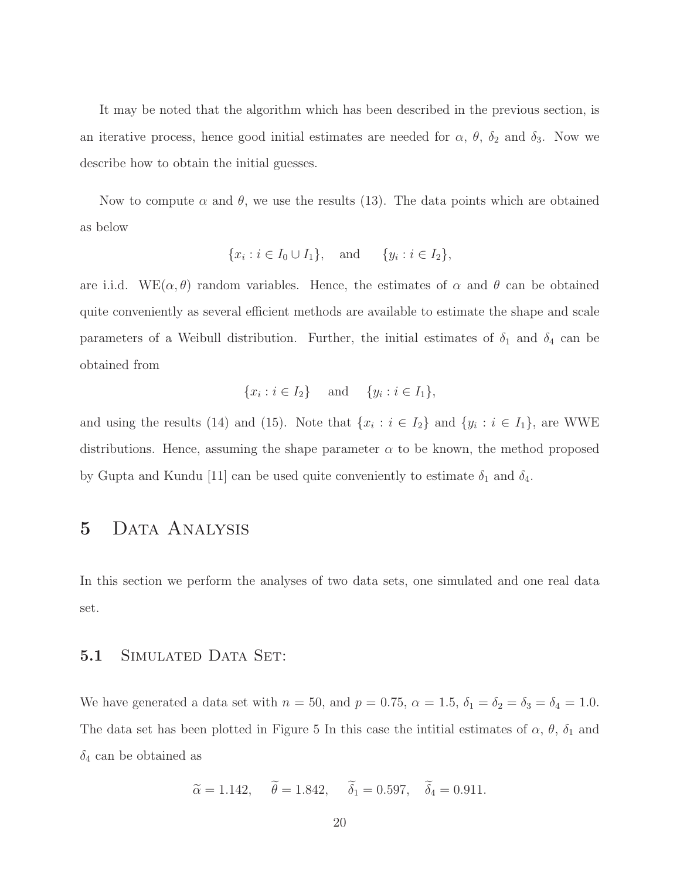It may be noted that the algorithm which has been described in the previous section, is an iterative process, hence good initial estimates are needed for $\alpha$, $\theta$, $\delta_2$ and $\delta_3$. Now we describe how to obtain the initial guesses.

Now to compute $\alpha$ and $\theta$, we use the results (13). The data points which are obtained as below

$$\{x_i : i \in I_0 \cup I_1\}, \quad \text{and} \quad \{y_i : i \in I_2\},$$

are i.i.d. $\text{WE}(\alpha, \theta)$ random variables. Hence, the estimates of $\alpha$ and $\theta$ can be obtained quite conveniently as several efficient methods are available to estimate the shape and scale parameters of a Weibull distribution. Further, the initial estimates of $\delta_1$ and $\delta_4$ can be obtained from

$$\{x_i : i \in I_2\} \quad \text{and} \quad \{y_i : i \in I_1\},$$

and using the results (14) and (15). Note that $\{x_i : i \in I_2\}$ and $\{y_i : i \in I_1\}$, are WWE distributions. Hence, assuming the shape parameter $\alpha$ to be known, the method proposed by Gupta and Kundu [11] can be used quite conveniently to estimate $\delta_1$ and $\delta_4$.

# 5 Data Analysis

In this section we perform the analyses of two data sets, one simulated and one real data set.

## 5.1 Simulated Data Set:

We have generated a data set with $n = 50$, and $p = 0.75$, $\alpha = 1.5$, $\delta_1 = \delta_2 = \delta_3 = \delta_4 = 1.0$. The data set has been plotted in Figure 5 In this case the intitial estimates of $\alpha$, $\theta$, $\delta_1$ and $\delta_4$ can be obtained as

$$\widetilde{\alpha} = 1.142, \quad \widetilde{\theta} = 1.842, \quad \widetilde{\delta}_1 = 0.597, \quad \widetilde{\delta}_4 = 0.911.$$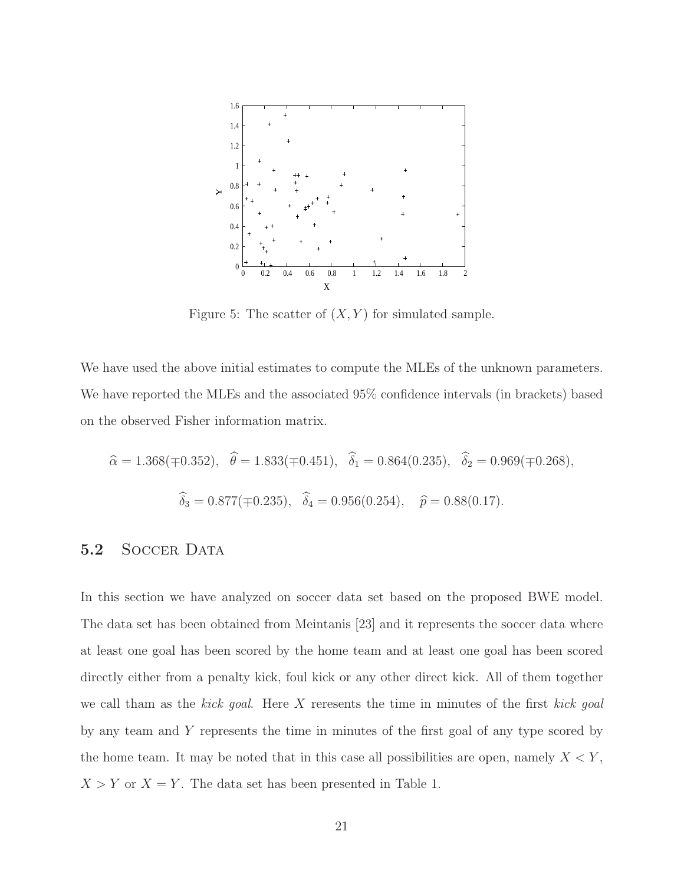Figure 5: The scatter of $(X, Y)$ for simulated sample.

We have used the above initial estimates to compute the MLEs of the unknown parameters. We have reported the MLEs and the associated 95% confidence intervals (in brackets) based on the observed Fisher information matrix.

$$\widehat{\alpha} = 1.368(\mp 0.352), \quad \widehat{\theta} = 1.833(\mp 0.451), \quad \widehat{\delta}_1 = 0.864(0.235), \quad \widehat{\delta}_2 = 0.969(\mp 0.268),$$

$$\widehat{\delta}_3 = 0.877(\mp 0.235), \quad \widehat{\delta}_4 = 0.956(0.254), \quad \widehat{p} = 0.88(0.17).$$

## 5.2 Soccer Data

In this section we have analyzed on soccer data set based on the proposed BWE model. The data set has been obtained from Meintanis [23] and it represents the soccer data where at least one goal has been scored by the home team and at least one goal has been scored directly either from a penalty kick, foul kick or any other direct kick. All of them together we call tham as the *kick goal*. Here $X$ reresents the time in minutes of the first *kick goal* by any team and $Y$ represents the time in minutes of the first goal of any type scored by the home team. It may be noted that in this case all possibilities are open, namely $X < Y$, $X > Y$ or $X = Y$. The data set has been presented in Table 1.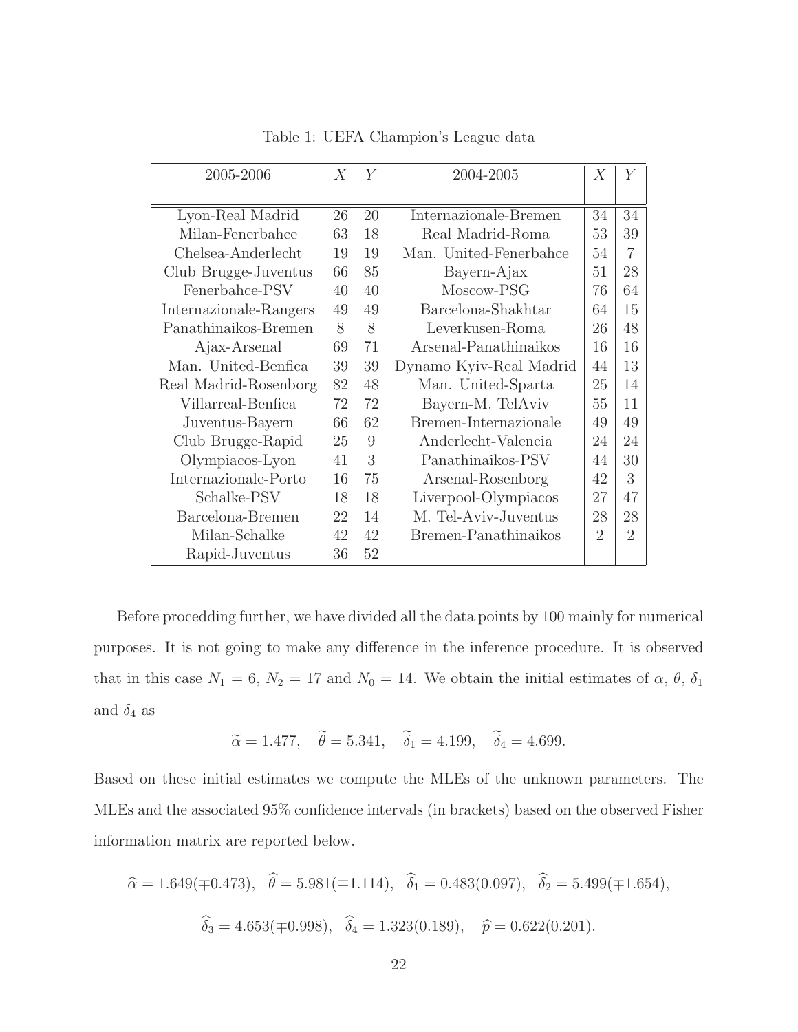Table 1: UEFA Champion's League data

| 2005-2006 | $X$ | $Y$ | 2004-2005 | $X$ | $Y$ |
|---|---|---|---|---|---|
| Lyon-Real Madrid | 26 | 20 | Internazionale-Bremen | 34 | 34 |
| Milan-Fenerbahce | 63 | 18 | Real Madrid-Roma | 53 | 39 |
| Chelsea-Anderlecht | 19 | 19 | Man. United-Fenerbahce | 54 | 7 |
| Club Brugge-Juventus | 66 | 85 | Bayern-Ajax | 51 | 28 |
| Fenerbahce-PSV | 40 | 40 | Moscow-PSG | 76 | 64 |
| Internazionale-Rangers | 49 | 49 | Barcelona-Shakhtar | 64 | 15 |
| Panathinaikos-Bremen | 8 | 8 | Leverkusen-Roma | 26 | 48 |
| Ajax-Arsenal | 69 | 71 | Arsenal-Panathinaikos | 16 | 16 |
| Man. United-Benfica | 39 | 39 | Dynamo Kyiv-Real Madrid | 44 | 13 |
| Real Madrid-Rosenborg | 82 | 48 | Man. United-Sparta | 25 | 14 |
| Villarreal-Benfica | 72 | 72 | Bayern-M. TelAviv | 55 | 11 |
| Juventus-Bayern | 66 | 62 | Bremen-Internazionale | 49 | 49 |
| Club Brugge-Rapid | 25 | 9 | Anderlecht-Valencia | 24 | 24 |
| Olympiacos-Lyon | 41 | 3 | Panathinaikos-PSV | 44 | 30 |
| Internazionale-Porto | 16 | 75 | Arsenal-Rosenborg | 42 | 3 |
| Schalke-PSV | 18 | 18 | Liverpool-Olympiacos | 27 | 47 |
| Barcelona-Bremen | 22 | 14 | M. Tel-Aviv-Juventus | 28 | 28 |
| Milan-Schalke | 42 | 42 | Bremen-Panathinaikos | 2 | 2 |
| Rapid-Juventus | 36 | 52 | | | |

Before procedding further, we have divided all the data points by 100 mainly for numerical purposes. It is not going to make any difference in the inference procedure. It is observed that in this case $N_1 = 6$, $N_2 = 17$ and $N_0 = 14$. We obtain the initial estimates of $\alpha$, $\theta$, $\delta_1$ and $\delta_4$ as

$$\widetilde{\alpha} = 1.477, \quad \widetilde{\theta} = 5.341, \quad \widetilde{\delta}_1 = 4.199, \quad \widetilde{\delta}_4 = 4.699.$$

Based on these initial estimates we compute the MLEs of the unknown parameters. The MLEs and the associated 95% confidence intervals (in brackets) based on the observed Fisher information matrix are reported below.

$$\widehat{\alpha} = 1.649(\mp 0.473), \quad \widehat{\theta} = 5.981(\mp 1.114), \quad \widehat{\delta}_1 = 0.483(0.097), \quad \widehat{\delta}_2 = 5.499(\mp 1.654),$$

$$\widehat{\delta}_3 = 4.653(\mp 0.998), \quad \widehat{\delta}_4 = 1.323(0.189), \quad \widehat{p} = 0.622(0.201).$$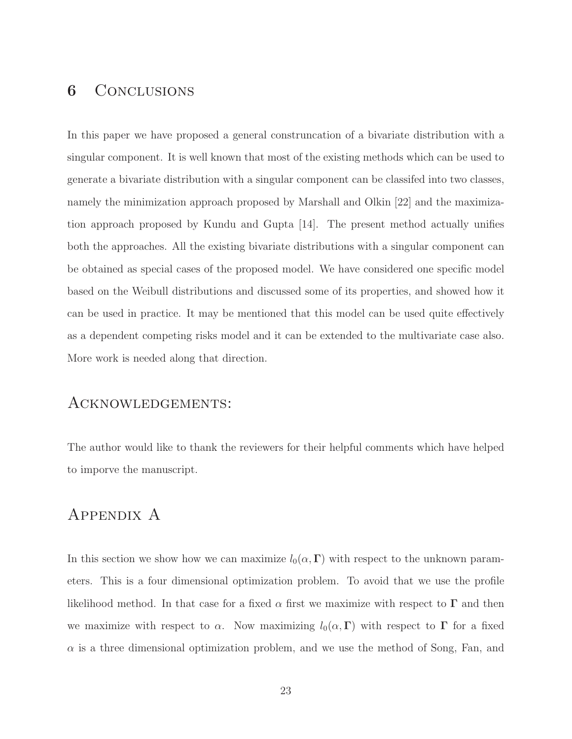## 6 Conclusions

In this paper we have proposed a general construncation of a bivariate distribution with a singular component. It is well known that most of the existing methods which can be used to generate a bivariate distribution with a singular component can be classifed into two classes, namely the minimization approach proposed by Marshall and Olkin [22] and the maximization approach proposed by Kundu and Gupta [14]. The present method actually unifies both the approaches. All the existing bivariate distributions with a singular component can be obtained as special cases of the proposed model. We have considered one specific model based on the Weibull distributions and discussed some of its properties, and showed how it can be used in practice. It may be mentioned that this model can be used quite effectively as a dependent competing risks model and it can be extended to the multivariate case also. More work is needed along that direction.

## Acknowledgements:

The author would like to thank the reviewers for their helpful comments which have helped to imporve the manuscript.

## Appendix A

In this section we show how we can maximize $l_0(\alpha, \mathbf{\Gamma})$ with respect to the unknown parameters. This is a four dimensional optimization problem. To avoid that we use the profile likelihood method. In that case for a fixed $\alpha$ first we maximize with respect to $\mathbf{\Gamma}$ and then we maximize with respect to $\alpha$. Now maximizing $l_0(\alpha, \mathbf{\Gamma})$ with respect to $\mathbf{\Gamma}$ for a fixed $\alpha$ is a three dimensional optimization problem, and we use the method of Song, Fan, and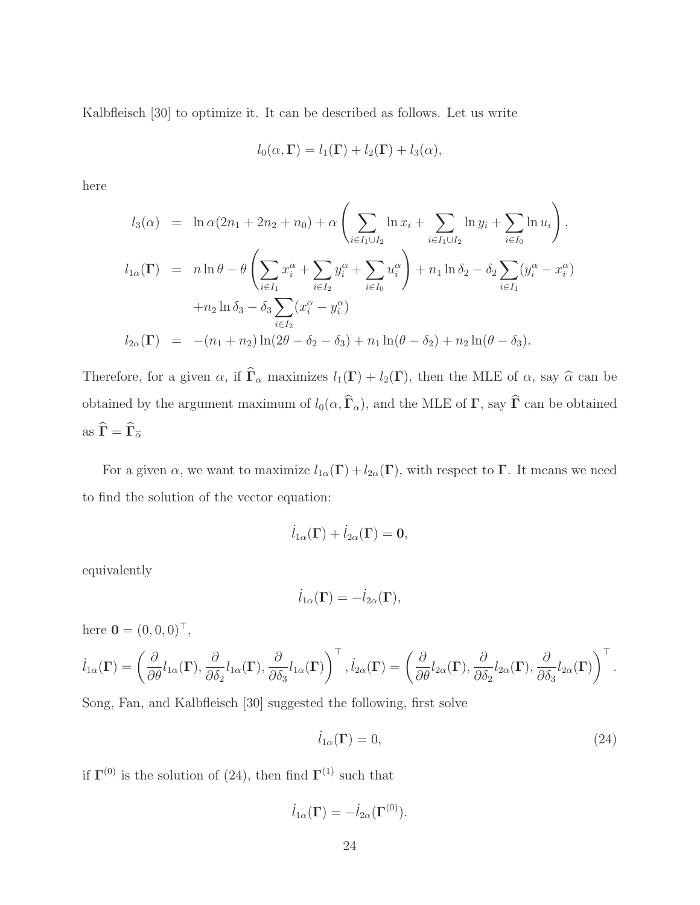Kalbfleisch [30] to optimize it. It can be described as follows. Let us write

$$l_0(\alpha, \mathbf{\Gamma}) = l_1(\mathbf{\Gamma}) + l_2(\mathbf{\Gamma}) + l_3(\alpha),$$

here

$$\begin{aligned}
l_3(\alpha) &= \ln \alpha (2n_1 + 2n_2 + n_0) + \alpha \left( \sum_{i \in I_1 \cup I_2} \ln x_i + \sum_{i \in I_1 \cup I_2} \ln y_i + \sum_{i \in I_0} \ln u_i \right), \\
l_{1\alpha}(\mathbf{\Gamma}) &= n \ln \theta - \theta \left( \sum_{i \in I_1} x_i^\alpha + \sum_{i \in I_2} y_i^\alpha + \sum_{i \in I_0} u_i^\alpha \right) + n_1 \ln \delta_2 - \delta_2 \sum_{i \in I_1} (y_i^\alpha - x_i^\alpha) \\
&\quad + n_2 \ln \delta_3 - \delta_3 \sum_{i \in I_2} (x_i^\alpha - y_i^\alpha) \\
l_{2\alpha}(\mathbf{\Gamma}) &= -(n_1 + n_2) \ln(2\theta - \delta_2 - \delta_3) + n_1 \ln(\theta - \delta_2) + n_2 \ln(\theta - \delta_3).
\end{aligned}$$

Therefore, for a given $\alpha$, if $\widehat{\mathbf{\Gamma}}_\alpha$ maximizes $l_1(\mathbf{\Gamma}) + l_2(\mathbf{\Gamma})$, then the MLE of $\alpha$, say $\widehat{\alpha}$ can be obtained by the argument maximum of $l_0(\alpha, \widehat{\mathbf{\Gamma}}_\alpha)$, and the MLE of $\mathbf{\Gamma}$, say $\widehat{\mathbf{\Gamma}}$ can be obtained as $\widehat{\mathbf{\Gamma}} = \widehat{\mathbf{\Gamma}}_{\widehat{\alpha}}$

For a given $\alpha$, we want to maximize $l_{1\alpha}(\mathbf{\Gamma}) + l_{2\alpha}(\mathbf{\Gamma})$, with respect to $\mathbf{\Gamma}$. It means we need to find the solution of the vector equation:

$$\dot{l}_{1\alpha}(\mathbf{\Gamma}) + \dot{l}_{2\alpha}(\mathbf{\Gamma}) = \mathbf{0},$$

equivalently

$$\dot{l}_{1\alpha}(\mathbf{\Gamma}) = -\dot{l}_{2\alpha}(\mathbf{\Gamma}),$$

here $\mathbf{0} = (0, 0, 0)^\top$,

$$\dot{l}_{1\alpha}(\mathbf{\Gamma}) = \left( \frac{\partial}{\partial \theta} l_{1\alpha}(\mathbf{\Gamma}), \frac{\partial}{\partial \delta_2} l_{1\alpha}(\mathbf{\Gamma}), \frac{\partial}{\partial \delta_3} l_{1\alpha}(\mathbf{\Gamma}) \right)^\top, \dot{l}_{2\alpha}(\mathbf{\Gamma}) = \left( \frac{\partial}{\partial \theta} l_{2\alpha}(\mathbf{\Gamma}), \frac{\partial}{\partial \delta_2} l_{2\alpha}(\mathbf{\Gamma}), \frac{\partial}{\partial \delta_3} l_{2\alpha}(\mathbf{\Gamma}) \right)^\top.$$

Song, Fan, and Kalbfleisch [30] suggested the following, first solve

$$\dot{l}_{1\alpha}(\mathbf{\Gamma}) = 0, \tag{24}$$

if $\mathbf{\Gamma}^{(0)}$ is the solution of (24), then find $\mathbf{\Gamma}^{(1)}$ such that

$$\dot{l}_{1\alpha}(\mathbf{\Gamma}) = -\dot{l}_{2\alpha}(\mathbf{\Gamma}^{(0)}).$$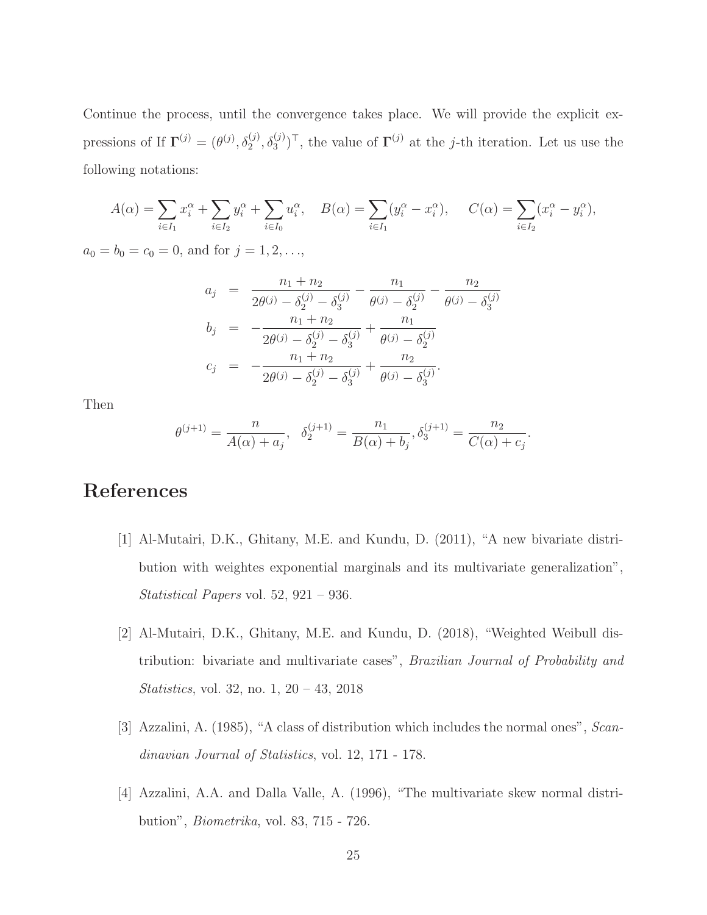Continue the process, until the convergence takes place. We will provide the explicit expressions of If $\mathbf{\Gamma}^{(j)} = (\theta^{(j)}, \delta_2^{(j)}, \delta_3^{(j)})^\top$, the value of $\mathbf{\Gamma}^{(j)}$ at the $j$-th iteration. Let us use the following notations:

$$A(\alpha) = \sum_{i \in I_1} x_i^\alpha + \sum_{i \in I_2} y_i^\alpha + \sum_{i \in I_0} u_i^\alpha, \quad B(\alpha) = \sum_{i \in I_1} (y_i^\alpha - x_i^\alpha), \quad C(\alpha) = \sum_{i \in I_2} (x_i^\alpha - y_i^\alpha),$$

$a_0 = b_0 = c_0 = 0$, and for $j = 1, 2, \ldots,$

$$\begin{aligned}
a_j &= \frac{n_1 + n_2}{2\theta^{(j)} - \delta_2^{(j)} - \delta_3^{(j)}} - \frac{n_1}{\theta^{(j)} - \delta_2^{(j)}} - \frac{n_2}{\theta^{(j)} - \delta_3^{(j)}} \\
b_j &= -\frac{n_1 + n_2}{2\theta^{(j)} - \delta_2^{(j)} - \delta_3^{(j)}} + \frac{n_1}{\theta^{(j)} - \delta_2^{(j)}} \\
c_j &= -\frac{n_1 + n_2}{2\theta^{(j)} - \delta_2^{(j)} - \delta_3^{(j)}} + \frac{n_2}{\theta^{(j)} - \delta_3^{(j)}}.
\end{aligned}$$

Then

$$\theta^{(j+1)} = \frac{n}{A(\alpha) + a_j}, \quad \delta_2^{(j+1)} = \frac{n_1}{B(\alpha) + b_j}, \delta_3^{(j+1)} = \frac{n_2}{C(\alpha) + c_j}.$$

# References

[1] Al-Mutairi, D.K., Ghitany, M.E. and Kundu, D. (2011), "A new bivariate distribution with weightes exponential marginals and its multivariate generalization", *Statistical Papers* vol. 52, 921 – 936.

[2] Al-Mutairi, D.K., Ghitany, M.E. and Kundu, D. (2018), "Weighted Weibull distribution: bivariate and multivariate cases", *Brazilian Journal of Probability and Statistics*, vol. 32, no. 1, 20 – 43, 2018

[3] Azzalini, A. (1985), "A class of distribution which includes the normal ones", *Scandinavian Journal of Statistics*, vol. 12, 171 - 178.

[4] Azzalini, A.A. and Dalla Valle, A. (1996), "The multivariate skew normal distribution", *Biometrika*, vol. 83, 715 - 726.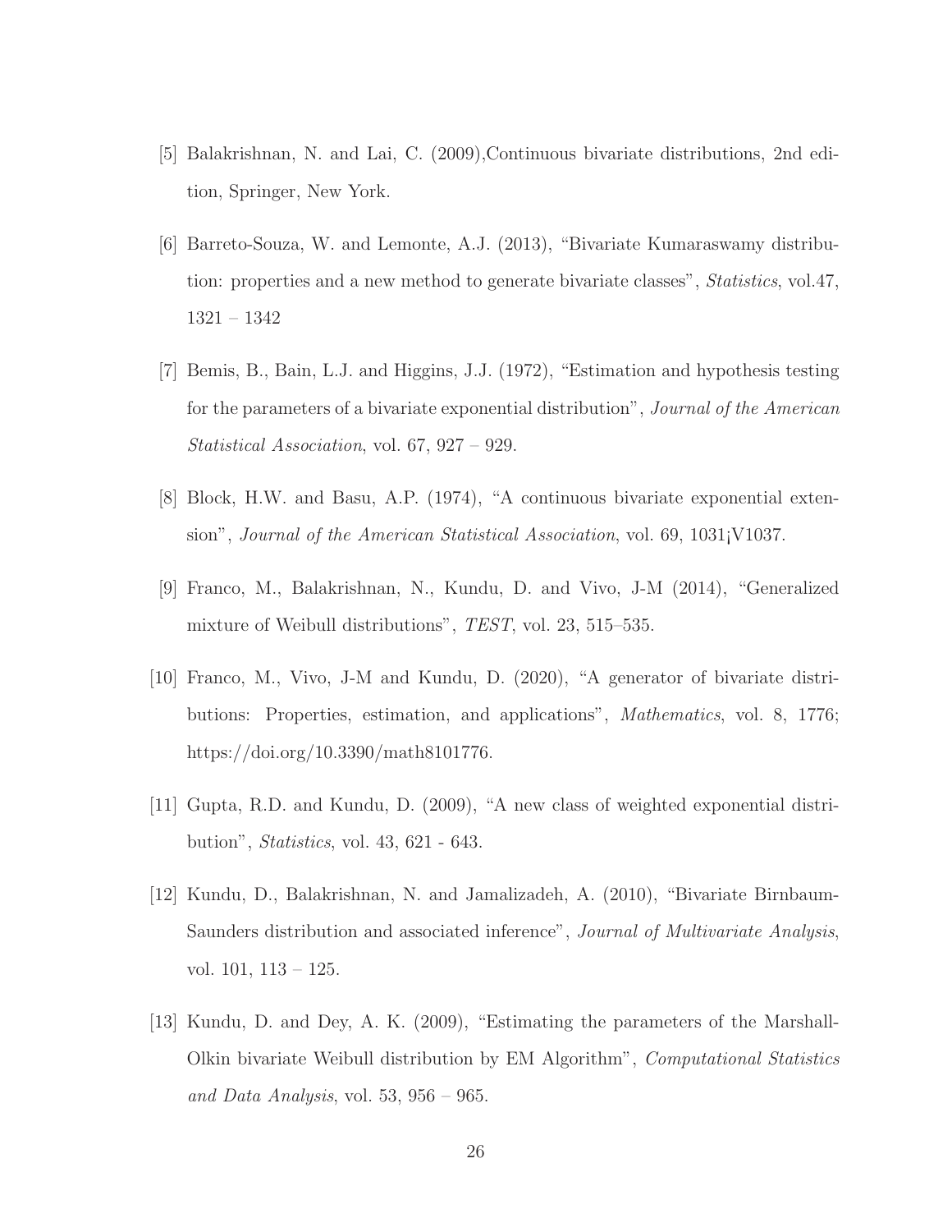[5] Balakrishnan, N. and Lai, C. (2009),Continuous bivariate distributions, 2nd edition, Springer, New York.

[6] Barreto-Souza, W. and Lemonte, A.J. (2013), "Bivariate Kumaraswamy distribution: properties and a new method to generate bivariate classes", *Statistics*, vol.47, 1321 – 1342

[7] Bemis, B., Bain, L.J. and Higgins, J.J. (1972), "Estimation and hypothesis testing for the parameters of a bivariate exponential distribution", *Journal of the American Statistical Association*, vol. 67, 927 – 929.

[8] Block, H.W. and Basu, A.P. (1974), "A continuous bivariate exponential extension", *Journal of the American Statistical Association*, vol. 69, 1031¡V1037.

[9] Franco, M., Balakrishnan, N., Kundu, D. and Vivo, J-M (2014), "Generalized mixture of Weibull distributions", *TEST*, vol. 23, 515–535.

[10] Franco, M., Vivo, J-M and Kundu, D. (2020), "A generator of bivariate distributions: Properties, estimation, and applications", *Mathematics*, vol. 8, 1776; https://doi.org/10.3390/math8101776.

[11] Gupta, R.D. and Kundu, D. (2009), "A new class of weighted exponential distribution", *Statistics*, vol. 43, 621 - 643.

[12] Kundu, D., Balakrishnan, N. and Jamalizadeh, A. (2010), "Bivariate Birnbaum-Saunders distribution and associated inference", *Journal of Multivariate Analysis*, vol. 101, 113 – 125.

[13] Kundu, D. and Dey, A. K. (2009), "Estimating the parameters of the Marshall-Olkin bivariate Weibull distribution by EM Algorithm", *Computational Statistics and Data Analysis*, vol. 53, 956 – 965.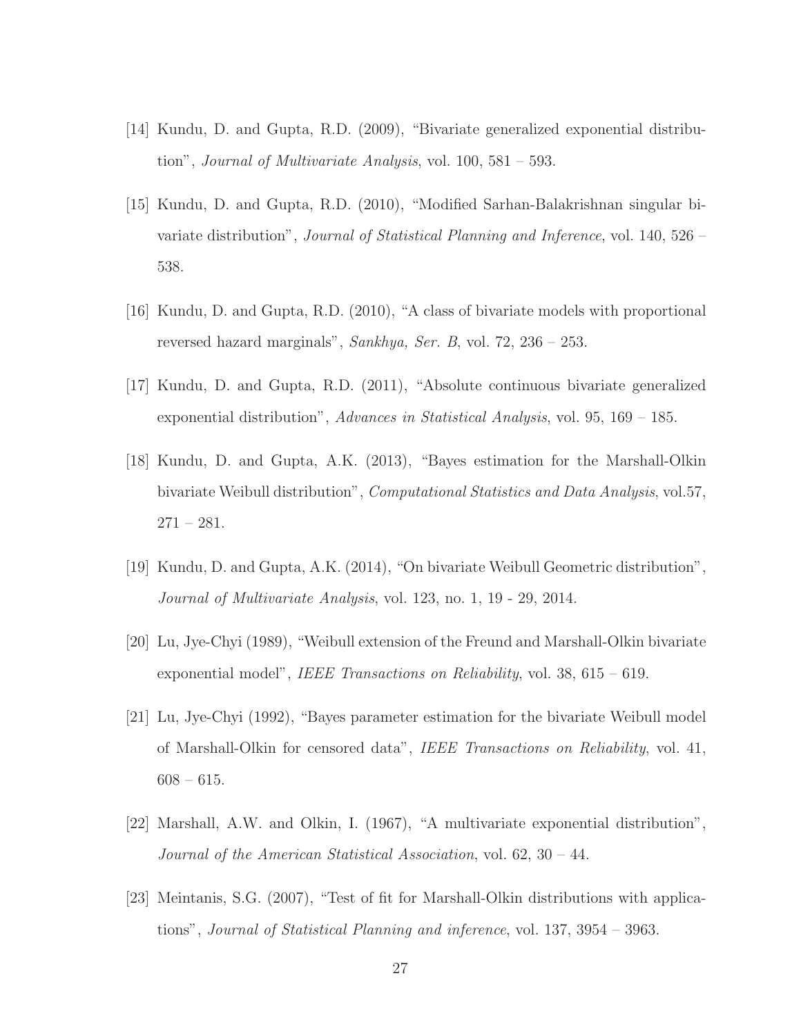[14] Kundu, D. and Gupta, R.D. (2009), "Bivariate generalized exponential distribution", *Journal of Multivariate Analysis*, vol. 100, 581 – 593.

[15] Kundu, D. and Gupta, R.D. (2010), "Modified Sarhan-Balakrishnan singular bivariate distribution", *Journal of Statistical Planning and Inference*, vol. 140, 526 – 538.

[16] Kundu, D. and Gupta, R.D. (2010), "A class of bivariate models with proportional reversed hazard marginals", *Sankhya, Ser. B*, vol. 72, 236 – 253.

[17] Kundu, D. and Gupta, R.D. (2011), "Absolute continuous bivariate generalized exponential distribution", *Advances in Statistical Analysis*, vol. 95, 169 – 185.

[18] Kundu, D. and Gupta, A.K. (2013), "Bayes estimation for the Marshall-Olkin bivariate Weibull distribution", *Computational Statistics and Data Analysis*, vol.57, 271 – 281.

[19] Kundu, D. and Gupta, A.K. (2014), "On bivariate Weibull Geometric distribution", *Journal of Multivariate Analysis*, vol. 123, no. 1, 19 - 29, 2014.

[20] Lu, Jye-Chyi (1989), "Weibull extension of the Freund and Marshall-Olkin bivariate exponential model", *IEEE Transactions on Reliability*, vol. 38, 615 – 619.

[21] Lu, Jye-Chyi (1992), "Bayes parameter estimation for the bivariate Weibull model of Marshall-Olkin for censored data", *IEEE Transactions on Reliability*, vol. 41, 608 – 615.

[22] Marshall, A.W. and Olkin, I. (1967), "A multivariate exponential distribution", *Journal of the American Statistical Association*, vol. 62, 30 – 44.

[23] Meintanis, S.G. (2007), "Test of fit for Marshall-Olkin distributions with applications", *Journal of Statistical Planning and inference*, vol. 137, 3954 – 3963.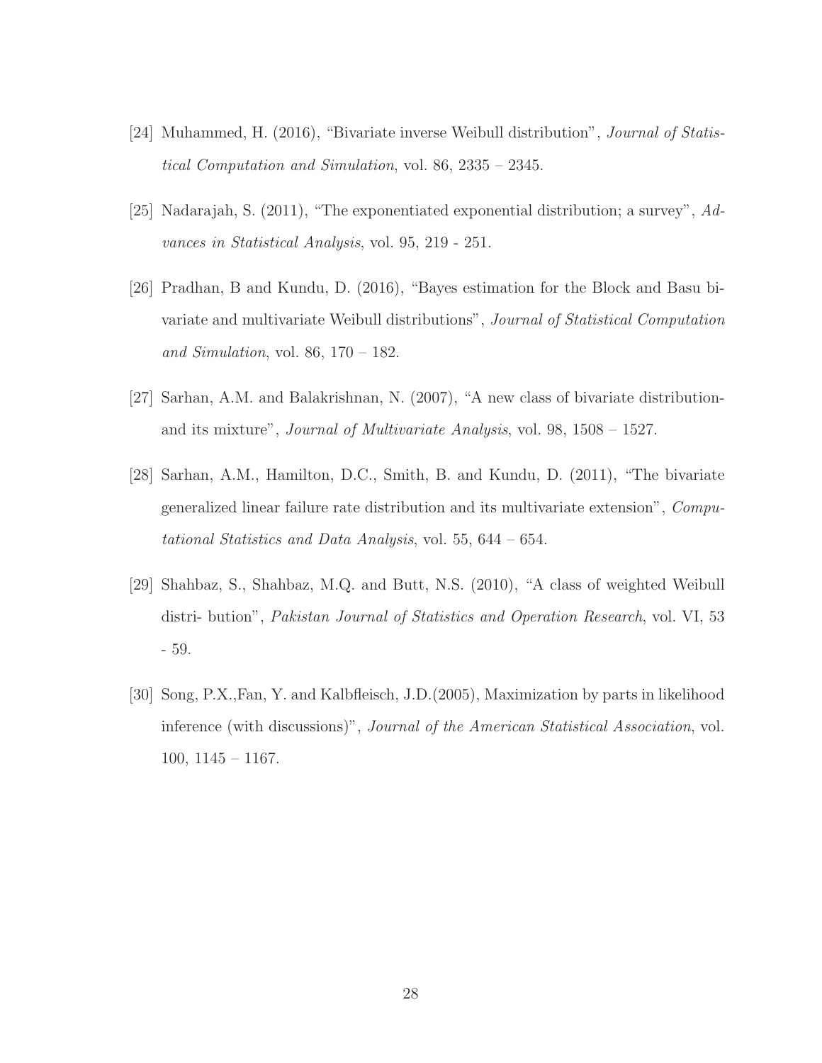[24] Muhammed, H. (2016), "Bivariate inverse Weibull distribution", *Journal of Statistical Computation and Simulation*, vol. 86, 2335 – 2345.

[25] Nadarajah, S. (2011), "The exponentiated exponential distribution; a survey", *Advances in Statistical Analysis*, vol. 95, 219 - 251.

[26] Pradhan, B and Kundu, D. (2016), "Bayes estimation for the Block and Basu bivariate and multivariate Weibull distributions", *Journal of Statistical Computation and Simulation*, vol. 86, 170 – 182.

[27] Sarhan, A.M. and Balakrishnan, N. (2007), "A new class of bivariate distributionand its mixture", *Journal of Multivariate Analysis*, vol. 98, 1508 – 1527.

[28] Sarhan, A.M., Hamilton, D.C., Smith, B. and Kundu, D. (2011), "The bivariate generalized linear failure rate distribution and its multivariate extension", *Computational Statistics and Data Analysis*, vol. 55, 644 – 654.

[29] Shahbaz, S., Shahbaz, M.Q. and Butt, N.S. (2010), "A class of weighted Weibull distri- bution", *Pakistan Journal of Statistics and Operation Research*, vol. VI, 53 - 59.

[30] Song, P.X.,Fan, Y. and Kalbfleisch, J.D.(2005), Maximization by parts in likelihood inference (with discussions)", *Journal of the American Statistical Association*, vol. 100, 1145 – 1167.